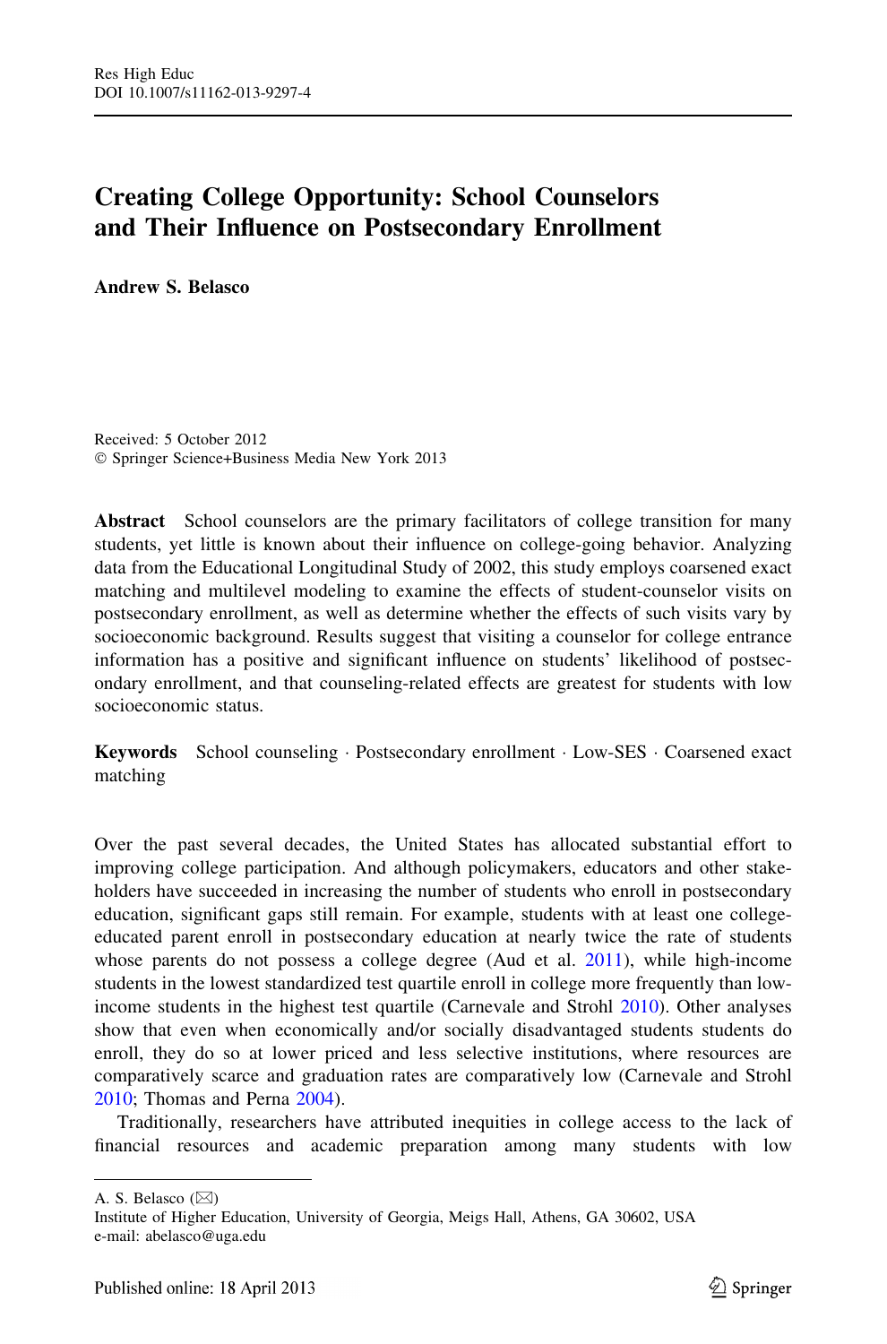# Creating College Opportunity: School Counselors and Their Influence on Postsecondary Enrollment

**Andrew S. Belasco**

Received: 5 October 2012
© Springer Science+Business Media New York 2013

**Abstract** School counselors are the primary facilitators of college transition for many students, yet little is known about their influence on college-going behavior. Analyzing data from the Educational Longitudinal Study of 2002, this study employs coarsened exact matching and multilevel modeling to examine the effects of student-counselor visits on postsecondary enrollment, as well as determine whether the effects of such visits vary by socioeconomic background. Results suggest that visiting a counselor for college entrance information has a positive and significant influence on students' likelihood of postsecondary enrollment, and that counseling-related effects are greatest for students with low socioeconomic status.

**Keywords** School counseling · Postsecondary enrollment · Low-SES · Coarsened exact matching

Over the past several decades, the United States has allocated substantial effort to improving college participation. And although policymakers, educators and other stakeholders have succeeded in increasing the number of students who enroll in postsecondary education, significant gaps still remain. For example, students with at least one college-educated parent enroll in postsecondary education at nearly twice the rate of students whose parents do not possess a college degree (Aud et al. 2011), while high-income students in the lowest standardized test quartile enroll in college more frequently than low-income students in the highest test quartile (Carnevale and Strohl 2010). Other analyses show that even when economically and/or socially disadvantaged students students do enroll, they do so at lower priced and less selective institutions, where resources are comparatively scarce and graduation rates are comparatively low (Carnevale and Strohl 2010; Thomas and Perna 2004).

Traditionally, researchers have attributed inequities in college access to the lack of financial resources and academic preparation among many students with low

---

A. S. Belasco (✉)
Institute of Higher Education, University of Georgia, Meigs Hall, Athens, GA 30602, USA
e-mail: abelasco@uga.edu

Published online: 18 April 2013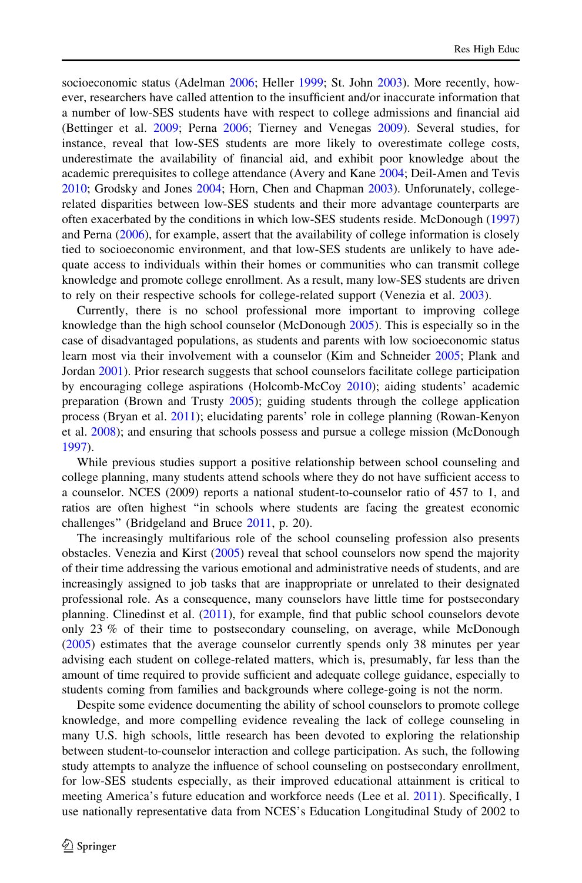socioeconomic status (Adelman 2006; Heller 1999; St. John 2003). More recently, however, researchers have called attention to the insufficient and/or inaccurate information that a number of low-SES students have with respect to college admissions and financial aid (Bettinger et al. 2009; Perna 2006; Tierney and Venegas 2009). Several studies, for instance, reveal that low-SES students are more likely to overestimate college costs, underestimate the availability of financial aid, and exhibit poor knowledge about the academic prerequisites to college attendance (Avery and Kane 2004; Deil-Amen and Tevis 2010; Grodsky and Jones 2004; Horn, Chen and Chapman 2003). Unforunately, college-related disparities between low-SES students and their more advantage counterparts are often exacerbated by the conditions in which low-SES students reside. McDonough (1997) and Perna (2006), for example, assert that the availability of college information is closely tied to socioeconomic environment, and that low-SES students are unlikely to have adequate access to individuals within their homes or communities who can transmit college knowledge and promote college enrollment. As a result, many low-SES students are driven to rely on their respective schools for college-related support (Venezia et al. 2003).

Currently, there is no school professional more important to improving college knowledge than the high school counselor (McDonough 2005). This is especially so in the case of disadvantaged populations, as students and parents with low socioeconomic status learn most via their involvement with a counselor (Kim and Schneider 2005; Plank and Jordan 2001). Prior research suggests that school counselors facilitate college participation by encouraging college aspirations (Holcomb-McCoy 2010); aiding students' academic preparation (Brown and Trusty 2005); guiding students through the college application process (Bryan et al. 2011); elucidating parents' role in college planning (Rowan-Kenyon et al. 2008); and ensuring that schools possess and pursue a college mission (McDonough 1997).

While previous studies support a positive relationship between school counseling and college planning, many students attend schools where they do not have sufficient access to a counselor. NCES (2009) reports a national student-to-counselor ratio of 457 to 1, and ratios are often highest "in schools where students are facing the greatest economic challenges" (Bridgeland and Bruce 2011, p. 20).

The increasingly multifarious role of the school counseling profession also presents obstacles. Venezia and Kirst (2005) reveal that school counselors now spend the majority of their time addressing the various emotional and administrative needs of students, and are increasingly assigned to job tasks that are inappropriate or unrelated to their designated professional role. As a consequence, many counselors have little time for postsecondary planning. Clinedinst et al. (2011), for example, find that public school counselors devote only 23 % of their time to postsecondary counseling, on average, while McDonough (2005) estimates that the average counselor currently spends only 38 minutes per year advising each student on college-related matters, which is, presumably, far less than the amount of time required to provide sufficient and adequate college guidance, especially to students coming from families and backgrounds where college-going is not the norm.

Despite some evidence documenting the ability of school counselors to promote college knowledge, and more compelling evidence revealing the lack of college counseling in many U.S. high schools, little research has been devoted to exploring the relationship between student-to-counselor interaction and college participation. As such, the following study attempts to analyze the influence of school counseling on postsecondary enrollment, for low-SES students especially, as their improved educational attainment is critical to meeting America's future education and workforce needs (Lee et al. 2011). Specifically, I use nationally representative data from NCES's Education Longitudinal Study of 2002 to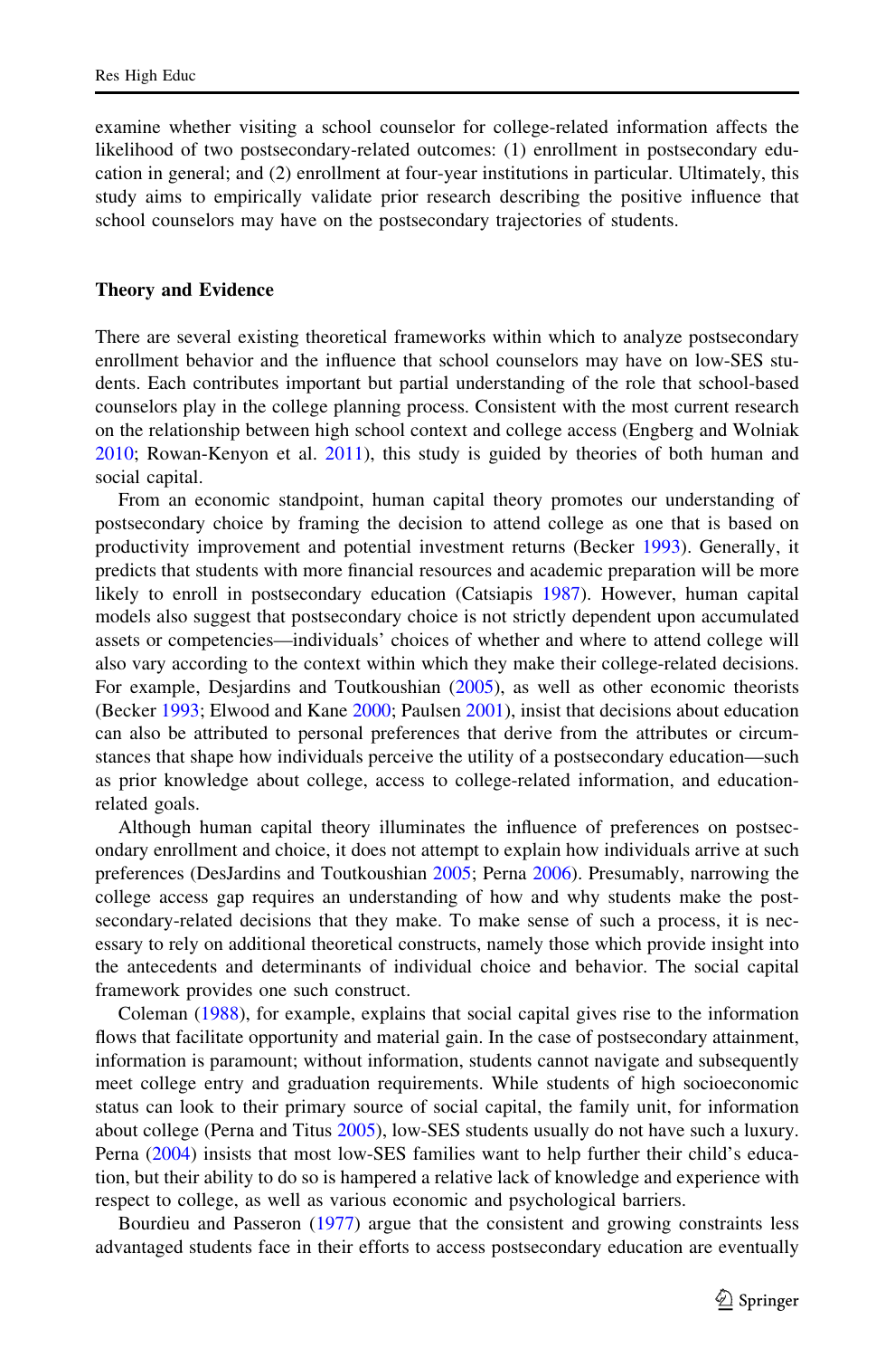examine whether visiting a school counselor for college-related information affects the likelihood of two postsecondary-related outcomes: (1) enrollment in postsecondary education in general; and (2) enrollment at four-year institutions in particular. Ultimately, this study aims to empirically validate prior research describing the positive influence that school counselors may have on the postsecondary trajectories of students.

## Theory and Evidence

There are several existing theoretical frameworks within which to analyze postsecondary enrollment behavior and the influence that school counselors may have on low-SES students. Each contributes important but partial understanding of the role that school-based counselors play in the college planning process. Consistent with the most current research on the relationship between high school context and college access (Engberg and Wolniak 2010; Rowan-Kenyon et al. 2011), this study is guided by theories of both human and social capital.

From an economic standpoint, human capital theory promotes our understanding of postsecondary choice by framing the decision to attend college as one that is based on productivity improvement and potential investment returns (Becker 1993). Generally, it predicts that students with more financial resources and academic preparation will be more likely to enroll in postsecondary education (Catsiapis 1987). However, human capital models also suggest that postsecondary choice is not strictly dependent upon accumulated assets or competencies—individuals' choices of whether and where to attend college will also vary according to the context within which they make their college-related decisions. For example, Desjardins and Toutkoushian (2005), as well as other economic theorists (Becker 1993; Elwood and Kane 2000; Paulsen 2001), insist that decisions about education can also be attributed to personal preferences that derive from the attributes or circumstances that shape how individuals perceive the utility of a postsecondary education—such as prior knowledge about college, access to college-related information, and education-related goals.

Although human capital theory illuminates the influence of preferences on postsecondary enrollment and choice, it does not attempt to explain how individuals arrive at such preferences (DesJardins and Toutkoushian 2005; Perna 2006). Presumably, narrowing the college access gap requires an understanding of how and why students make the postsecondary-related decisions that they make. To make sense of such a process, it is necessary to rely on additional theoretical constructs, namely those which provide insight into the antecedents and determinants of individual choice and behavior. The social capital framework provides one such construct.

Coleman (1988), for example, explains that social capital gives rise to the information flows that facilitate opportunity and material gain. In the case of postsecondary attainment, information is paramount; without information, students cannot navigate and subsequently meet college entry and graduation requirements. While students of high socioeconomic status can look to their primary source of social capital, the family unit, for information about college (Perna and Titus 2005), low-SES students usually do not have such a luxury. Perna (2004) insists that most low-SES families want to help further their child's education, but their ability to do so is hampered a relative lack of knowledge and experience with respect to college, as well as various economic and psychological barriers.

Bourdieu and Passeron (1977) argue that the consistent and growing constraints less advantaged students face in their efforts to access postsecondary education are eventually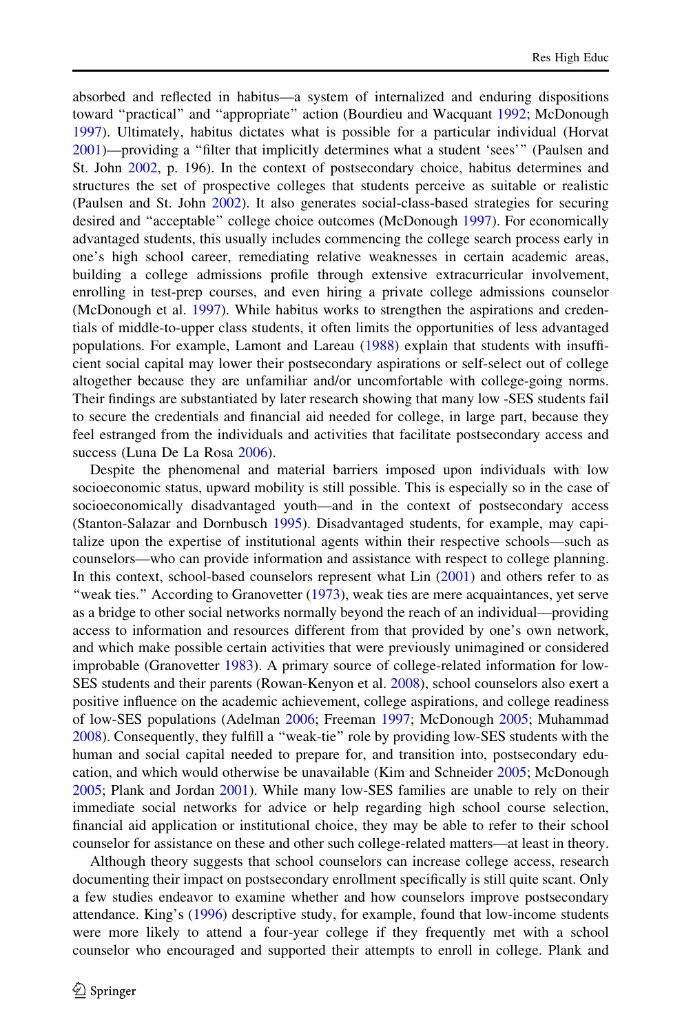absorbed and reflected in habitus—a system of internalized and enduring dispositions toward "practical" and "appropriate" action (Bourdieu and Wacquant 1992; McDonough 1997). Ultimately, habitus dictates what is possible for a particular individual (Horvat 2001)—providing a "filter that implicitly determines what a student 'sees'" (Paulsen and St. John 2002, p. 196). In the context of postsecondary choice, habitus determines and structures the set of prospective colleges that students perceive as suitable or realistic (Paulsen and St. John 2002). It also generates social-class-based strategies for securing desired and "acceptable" college choice outcomes (McDonough 1997). For economically advantaged students, this usually includes commencing the college search process early in one's high school career, remediating relative weaknesses in certain academic areas, building a college admissions profile through extensive extracurricular involvement, enrolling in test-prep courses, and even hiring a private college admissions counselor (McDonough et al. 1997). While habitus works to strengthen the aspirations and credentials of middle-to-upper class students, it often limits the opportunities of less advantaged populations. For example, Lamont and Lareau (1988) explain that students with insufficient social capital may lower their postsecondary aspirations or self-select out of college altogether because they are unfamiliar and/or uncomfortable with college-going norms. Their findings are substantiated by later research showing that many low -SES students fail to secure the credentials and financial aid needed for college, in large part, because they feel estranged from the individuals and activities that facilitate postsecondary access and success (Luna De La Rosa 2006).

Despite the phenomenal and material barriers imposed upon individuals with low socioeconomic status, upward mobility is still possible. This is especially so in the case of socioeconomically disadvantaged youth—and in the context of postsecondary access (Stanton-Salazar and Dornbusch 1995). Disadvantaged students, for example, may capitalize upon the expertise of institutional agents within their respective schools—such as counselors—who can provide information and assistance with respect to college planning. In this context, school-based counselors represent what Lin (2001) and others refer to as "weak ties." According to Granovetter (1973), weak ties are mere acquaintances, yet serve as a bridge to other social networks normally beyond the reach of an individual—providing access to information and resources different from that provided by one's own network, and which make possible certain activities that were previously unimagined or considered improbable (Granovetter 1983). A primary source of college-related information for low-SES students and their parents (Rowan-Kenyon et al. 2008), school counselors also exert a positive influence on the academic achievement, college aspirations, and college readiness of low-SES populations (Adelman 2006; Freeman 1997; McDonough 2005; Muhammad 2008). Consequently, they fulfill a "weak-tie" role by providing low-SES students with the human and social capital needed to prepare for, and transition into, postsecondary education, and which would otherwise be unavailable (Kim and Schneider 2005; McDonough 2005; Plank and Jordan 2001). While many low-SES families are unable to rely on their immediate social networks for advice or help regarding high school course selection, financial aid application or institutional choice, they may be able to refer to their school counselor for assistance on these and other such college-related matters—at least in theory.

Although theory suggests that school counselors can increase college access, research documenting their impact on postsecondary enrollment specifically is still quite scant. Only a few studies endeavor to examine whether and how counselors improve postsecondary attendance. King's (1996) descriptive study, for example, found that low-income students were more likely to attend a four-year college if they frequently met with a school counselor who encouraged and supported their attempts to enroll in college. Plank and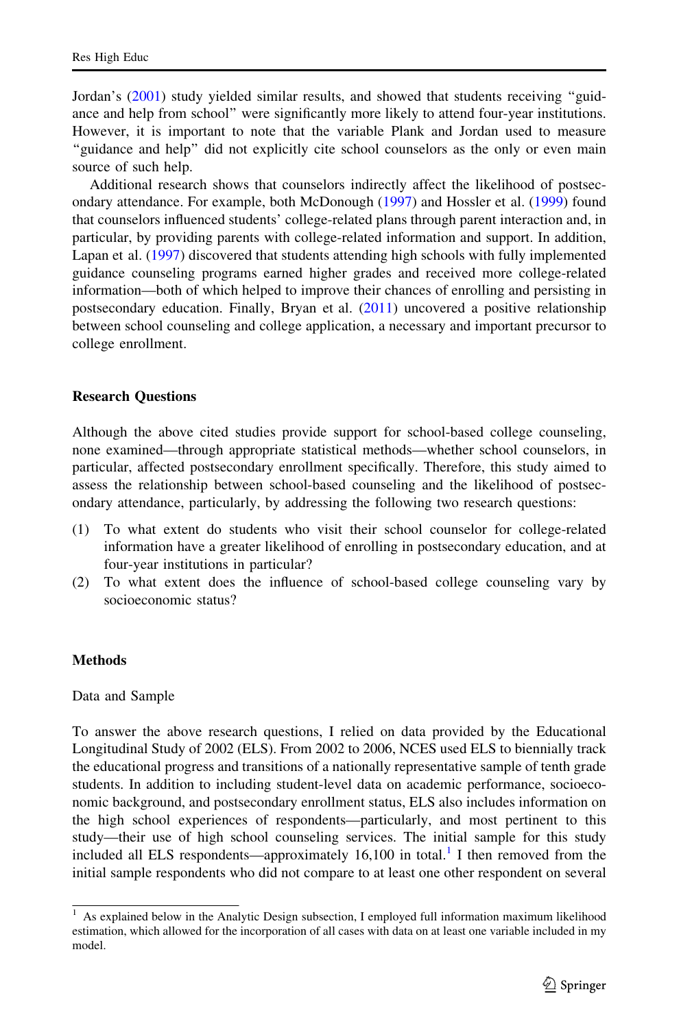Jordan's (2001) study yielded similar results, and showed that students receiving "guidance and help from school" were significantly more likely to attend four-year institutions. However, it is important to note that the variable Plank and Jordan used to measure "guidance and help" did not explicitly cite school counselors as the only or even main source of such help.

Additional research shows that counselors indirectly affect the likelihood of postsecondary attendance. For example, both McDonough (1997) and Hossler et al. (1999) found that counselors influenced students' college-related plans through parent interaction and, in particular, by providing parents with college-related information and support. In addition, Lapan et al. (1997) discovered that students attending high schools with fully implemented guidance counseling programs earned higher grades and received more college-related information—both of which helped to improve their chances of enrolling and persisting in postsecondary education. Finally, Bryan et al. (2011) uncovered a positive relationship between school counseling and college application, a necessary and important precursor to college enrollment.

## Research Questions

Although the above cited studies provide support for school-based college counseling, none examined—through appropriate statistical methods—whether school counselors, in particular, affected postsecondary enrollment specifically. Therefore, this study aimed to assess the relationship between school-based counseling and the likelihood of postsecondary attendance, particularly, by addressing the following two research questions:

(1) To what extent do students who visit their school counselor for college-related information have a greater likelihood of enrolling in postsecondary education, and at four-year institutions in particular?

(2) To what extent does the influence of school-based college counseling vary by socioeconomic status?

## Methods

### Data and Sample

To answer the above research questions, I relied on data provided by the Educational Longitudinal Study of 2002 (ELS). From 2002 to 2006, NCES used ELS to biennially track the educational progress and transitions of a nationally representative sample of tenth grade students. In addition to including student-level data on academic performance, socioeconomic background, and postsecondary enrollment status, ELS also includes information on the high school experiences of respondents—particularly, and most pertinent to this study—their use of high school counseling services. The initial sample for this study included all ELS respondents—approximately 16,100 in total.[1] I then removed from the initial sample respondents who did not compare to at least one other respondent on several

[1] As explained below in the Analytic Design subsection, I employed full information maximum likelihood estimation, which allowed for the incorporation of all cases with data on at least one variable included in my model.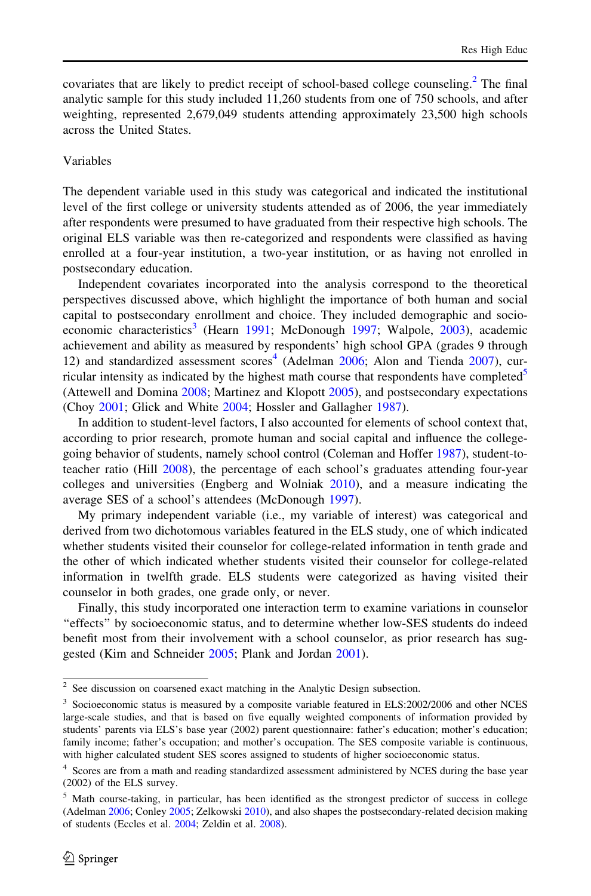covariates that are likely to predict receipt of school-based college counseling.[2] The final analytic sample for this study included 11,260 students from one of 750 schools, and after weighting, represented 2,679,049 students attending approximately 23,500 high schools across the United States.

## Variables

The dependent variable used in this study was categorical and indicated the institutional level of the first college or university students attended as of 2006, the year immediately after respondents were presumed to have graduated from their respective high schools. The original ELS variable was then re-categorized and respondents were classified as having enrolled at a four-year institution, a two-year institution, or as having not enrolled in postsecondary education.

Independent covariates incorporated into the analysis correspond to the theoretical perspectives discussed above, which highlight the importance of both human and social capital to postsecondary enrollment and choice. They included demographic and socioeconomic characteristics[3] (Hearn 1991; McDonough 1997; Walpole, 2003), academic achievement and ability as measured by respondents' high school GPA (grades 9 through 12) and standardized assessment scores[4] (Adelman 2006; Alon and Tienda 2007), curricular intensity as indicated by the highest math course that respondents have completed[5] (Attewell and Domina 2008; Martinez and Klopott 2005), and postsecondary expectations (Choy 2001; Glick and White 2004; Hossler and Gallagher 1987).

In addition to student-level factors, I also accounted for elements of school context that, according to prior research, promote human and social capital and influence the college-going behavior of students, namely school control (Coleman and Hoffer 1987), student-to-teacher ratio (Hill 2008), the percentage of each school's graduates attending four-year colleges and universities (Engberg and Wolniak 2010), and a measure indicating the average SES of a school's attendees (McDonough 1997).

My primary independent variable (i.e., my variable of interest) was categorical and derived from two dichotomous variables featured in the ELS study, one of which indicated whether students visited their counselor for college-related information in tenth grade and the other of which indicated whether students visited their counselor for college-related information in twelfth grade. ELS students were categorized as having visited their counselor in both grades, one grade only, or never.

Finally, this study incorporated one interaction term to examine variations in counselor "effects" by socioeconomic status, and to determine whether low-SES students do indeed benefit most from their involvement with a school counselor, as prior research has suggested (Kim and Schneider 2005; Plank and Jordan 2001).

---

[2] See discussion on coarsened exact matching in the Analytic Design subsection.

[3] Socioeconomic status is measured by a composite variable featured in ELS:2002/2006 and other NCES large-scale studies, and that is based on five equally weighted components of information provided by students' parents via ELS's base year (2002) parent questionnaire: father's education; mother's education; family income; father's occupation; and mother's occupation. The SES composite variable is continuous, with higher calculated student SES scores assigned to students of higher socioeconomic status.

[4] Scores are from a math and reading standardized assessment administered by NCES during the base year (2002) of the ELS survey.

[5] Math course-taking, in particular, has been identified as the strongest predictor of success in college (Adelman 2006; Conley 2005; Zelkowski 2010), and also shapes the postsecondary-related decision making of students (Eccles et al. 2004; Zeldin et al. 2008).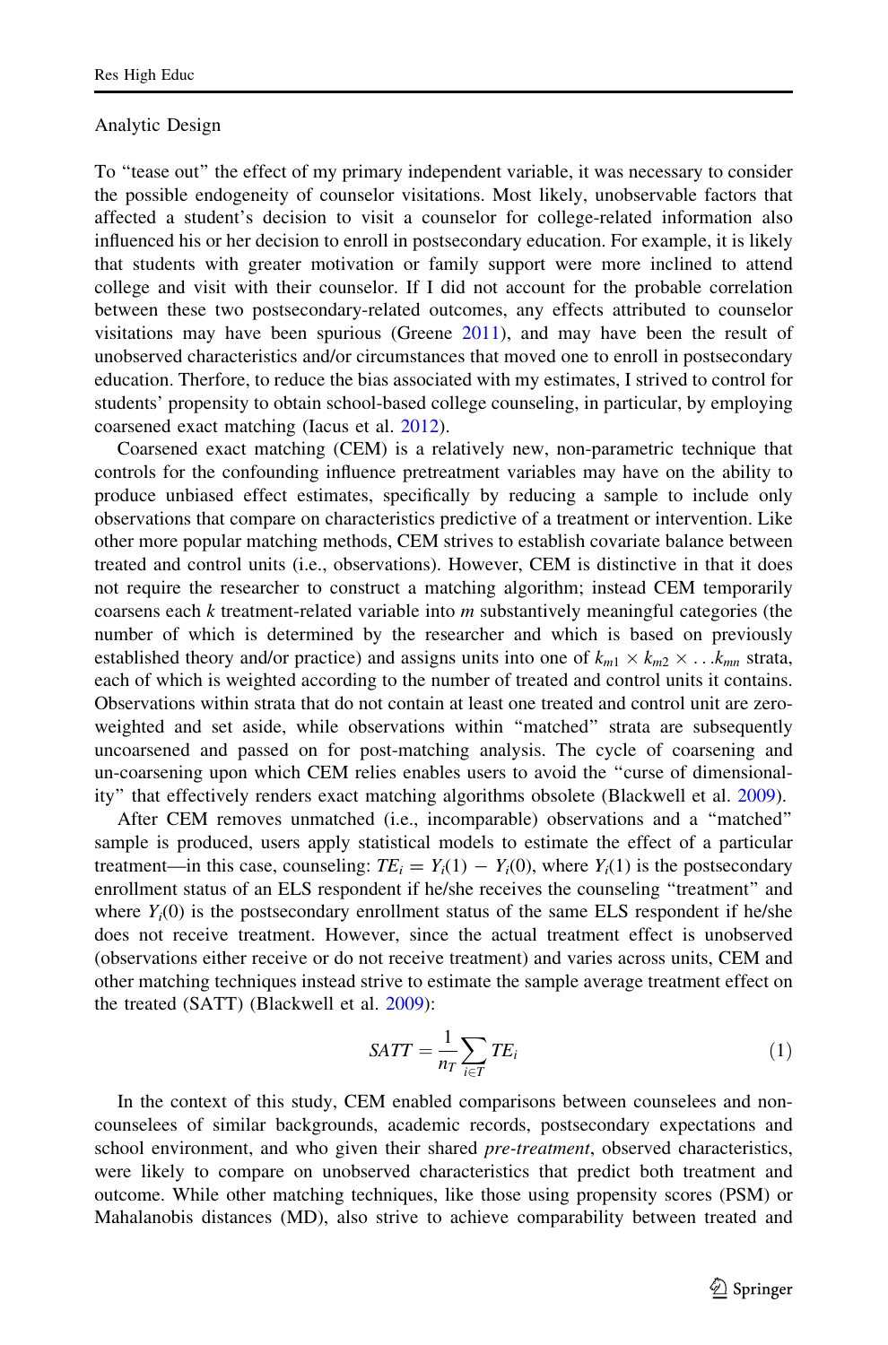Analytic Design

To "tease out" the effect of my primary independent variable, it was necessary to consider the possible endogeneity of counselor visitations. Most likely, unobservable factors that affected a student's decision to visit a counselor for college-related information also influenced his or her decision to enroll in postsecondary education. For example, it is likely that students with greater motivation or family support were more inclined to attend college and visit with their counselor. If I did not account for the probable correlation between these two postsecondary-related outcomes, any effects attributed to counselor visitations may have been spurious (Greene 2011), and may have been the result of unobserved characteristics and/or circumstances that moved one to enroll in postsecondary education. Therfore, to reduce the bias associated with my estimates, I strived to control for students' propensity to obtain school-based college counseling, in particular, by employing coarsened exact matching (Iacus et al. 2012).

Coarsened exact matching (CEM) is a relatively new, non-parametric technique that controls for the confounding influence pretreatment variables may have on the ability to produce unbiased effect estimates, specifically by reducing a sample to include only observations that compare on characteristics predictive of a treatment or intervention. Like other more popular matching methods, CEM strives to establish covariate balance between treated and control units (i.e., observations). However, CEM is distinctive in that it does not require the researcher to construct a matching algorithm; instead CEM temporarily coarsens each $k$ treatment-related variable into $m$ substantively meaningful categories (the number of which is determined by the researcher and which is based on previously established theory and/or practice) and assigns units into one of $k_{m1} \times k_{m2} \times \ldots k_{mn}$ strata, each of which is weighted according to the number of treated and control units it contains. Observations within strata that do not contain at least one treated and control unit are zero-weighted and set aside, while observations within "matched" strata are subsequently uncoarsened and passed on for post-matching analysis. The cycle of coarsening and un-coarsening upon which CEM relies enables users to avoid the "curse of dimensionality" that effectively renders exact matching algorithms obsolete (Blackwell et al. 2009).

After CEM removes unmatched (i.e., incomparable) observations and a "matched" sample is produced, users apply statistical models to estimate the effect of a particular treatment—in this case, counseling: $TE_i = Y_i(1) - Y_i(0)$, where $Y_i(1)$ is the postsecondary enrollment status of an ELS respondent if he/she receives the counseling "treatment" and where $Y_i(0)$ is the postsecondary enrollment status of the same ELS respondent if he/she does not receive treatment. However, since the actual treatment effect is unobserved (observations either receive or do not receive treatment) and varies across units, CEM and other matching techniques instead strive to estimate the sample average treatment effect on the treated (SATT) (Blackwell et al. 2009):

$$SATT = \frac{1}{n_T} \sum_{i \in T} TE_i \tag{1}$$

In the context of this study, CEM enabled comparisons between counselees and non-counselees of similar backgrounds, academic records, postsecondary expectations and school environment, and who given their shared *pre-treatment*, observed characteristics, were likely to compare on unobserved characteristics that predict both treatment and outcome. While other matching techniques, like those using propensity scores (PSM) or Mahalanobis distances (MD), also strive to achieve comparability between treated and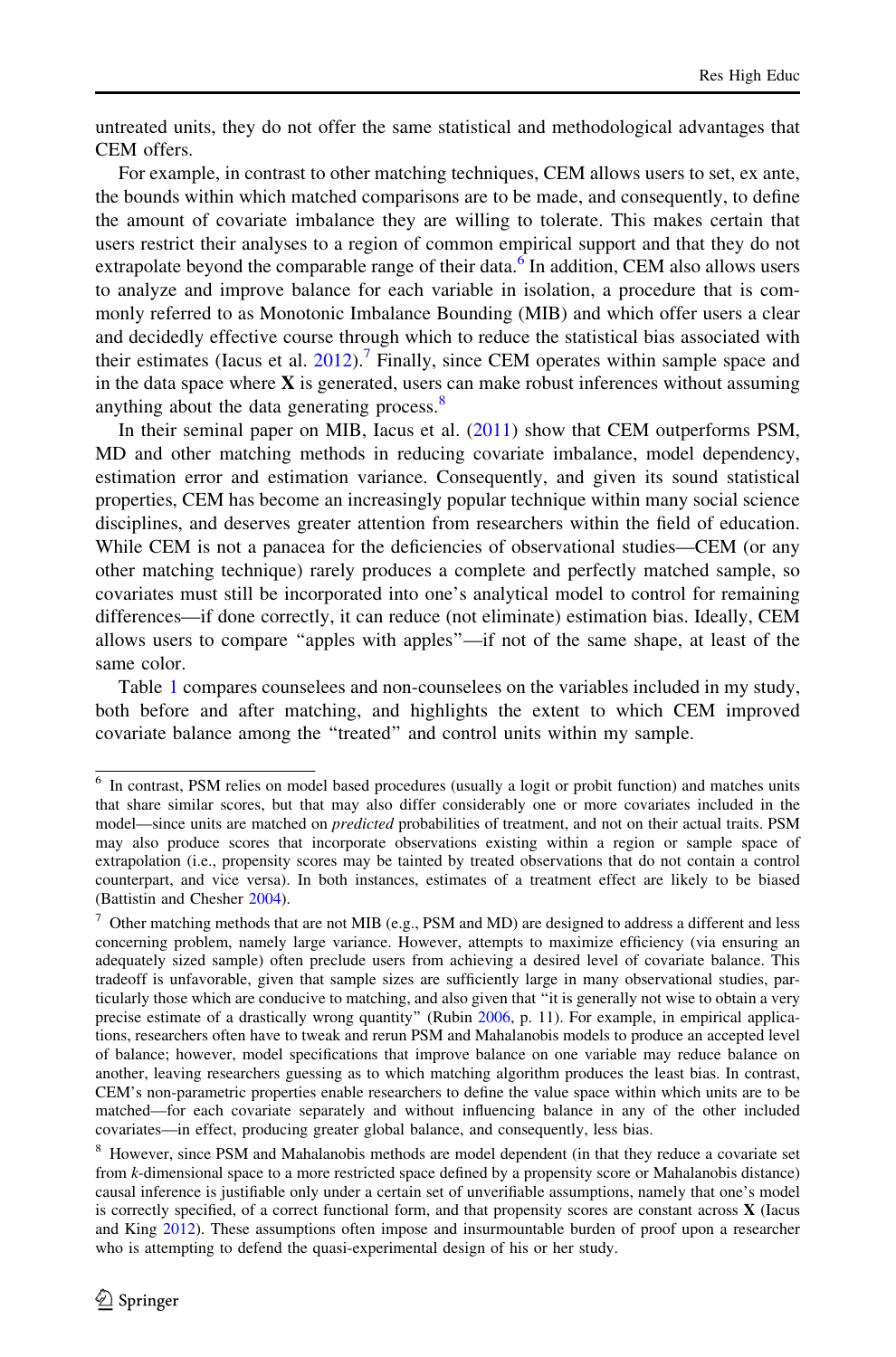untreated units, they do not offer the same statistical and methodological advantages that CEM offers.

For example, in contrast to other matching techniques, CEM allows users to set, ex ante, the bounds within which matched comparisons are to be made, and consequently, to define the amount of covariate imbalance they are willing to tolerate. This makes certain that users restrict their analyses to a region of common empirical support and that they do not extrapolate beyond the comparable range of their data.[6] In addition, CEM also allows users to analyze and improve balance for each variable in isolation, a procedure that is commonly referred to as Monotonic Imbalance Bounding (MIB) and which offer users a clear and decidedly effective course through which to reduce the statistical bias associated with their estimates (Iacus et al. 2012).[7] Finally, since CEM operates within sample space and in the data space where **X** is generated, users can make robust inferences without assuming anything about the data generating process.[8]

In their seminal paper on MIB, Iacus et al. (2011) show that CEM outperforms PSM, MD and other matching methods in reducing covariate imbalance, model dependency, estimation error and estimation variance. Consequently, and given its sound statistical properties, CEM has become an increasingly popular technique within many social science disciplines, and deserves greater attention from researchers within the field of education. While CEM is not a panacea for the deficiencies of observational studies—CEM (or any other matching technique) rarely produces a complete and perfectly matched sample, so covariates must still be incorporated into one's analytical model to control for remaining differences—if done correctly, it can reduce (not eliminate) estimation bias. Ideally, CEM allows users to compare "apples with apples"—if not of the same shape, at least of the same color.

Table 1 compares counselees and non-counselees on the variables included in my study, both before and after matching, and highlights the extent to which CEM improved covariate balance among the "treated" and control units within my sample.

---

[6] In contrast, PSM relies on model based procedures (usually a logit or probit function) and matches units that share similar scores, but that may also differ considerably one or more covariates included in the model—since units are matched on *predicted* probabilities of treatment, and not on their actual traits. PSM may also produce scores that incorporate observations existing within a region or sample space of extrapolation (i.e., propensity scores may be tainted by treated observations that do not contain a control counterpart, and vice versa). In both instances, estimates of a treatment effect are likely to be biased (Battistin and Chesher 2004).

[7] Other matching methods that are not MIB (e.g., PSM and MD) are designed to address a different and less concerning problem, namely large variance. However, attempts to maximize efficiency (via ensuring an adequately sized sample) often preclude users from achieving a desired level of covariate balance. This tradeoff is unfavorable, given that sample sizes are sufficiently large in many observational studies, particularly those which are conducive to matching, and also given that "it is generally not wise to obtain a very precise estimate of a drastically wrong quantity" (Rubin 2006, p. 11). For example, in empirical applications, researchers often have to tweak and rerun PSM and Mahalanobis models to produce an accepted level of balance; however, model specifications that improve balance on one variable may reduce balance on another, leaving researchers guessing as to which matching algorithm produces the least bias. In contrast, CEM's non-parametric properties enable researchers to define the value space within which units are to be matched—for each covariate separately and without influencing balance in any of the other included covariates—in effect, producing greater global balance, and consequently, less bias.

[8] However, since PSM and Mahalanobis methods are model dependent (in that they reduce a covariate set from $k$-dimensional space to a more restricted space defined by a propensity score or Mahalanobis distance) causal inference is justifiable only under a certain set of unverifiable assumptions, namely that one's model is correctly specified, of a correct functional form, and that propensity scores are constant across **X** (Iacus and King 2012). These assumptions often impose and insurmountable burden of proof upon a researcher who is attempting to defend the quasi-experimental design of his or her study.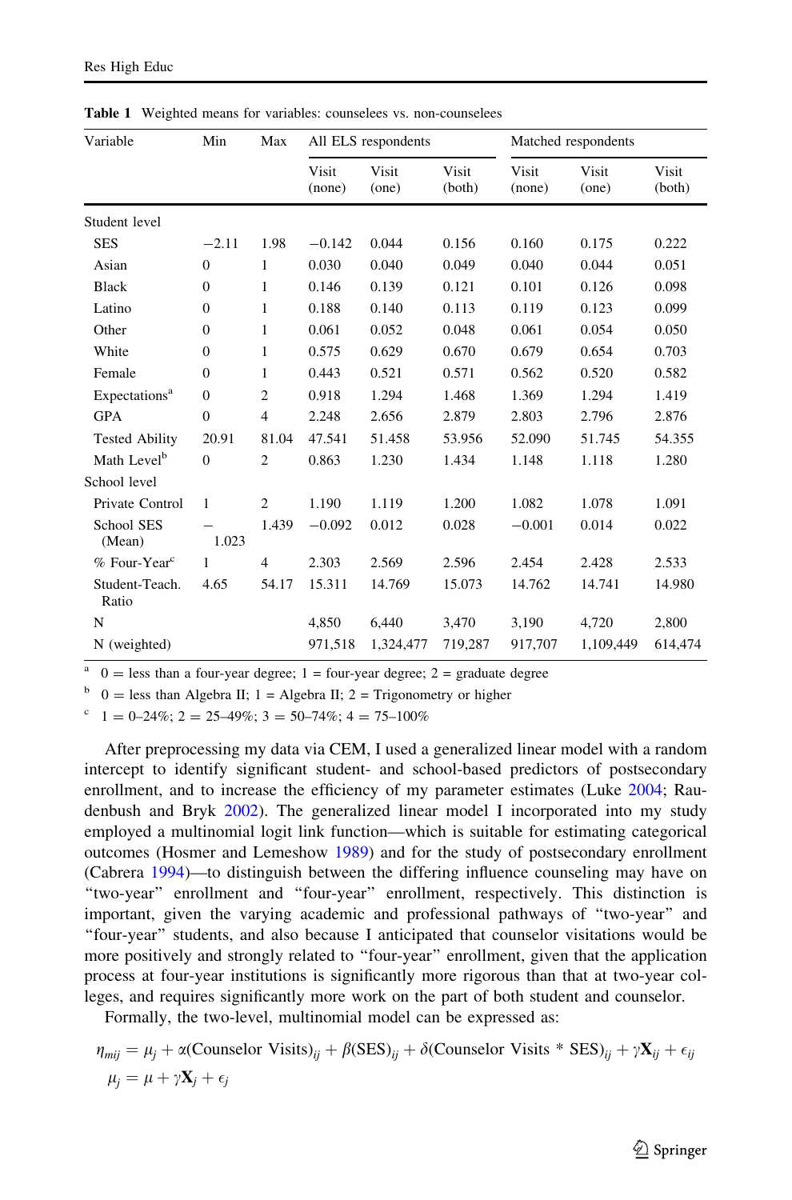**Table 1** Weighted means for variables: counselees vs. non-counselees

| Variable | Min | Max | All ELS respondents | | | Matched respondents | | |
|---|---|---|---|---|---|---|---|---|
| | | | Visit (none) | Visit (one) | Visit (both) | Visit (none) | Visit (one) | Visit (both) |
| Student level | | | | | | | | |
| SES | −2.11 | 1.98 | −0.142 | 0.044 | 0.156 | 0.160 | 0.175 | 0.222 |
| Asian | 0 | 1 | 0.030 | 0.040 | 0.049 | 0.040 | 0.044 | 0.051 |
| Black | 0 | 1 | 0.146 | 0.139 | 0.121 | 0.101 | 0.126 | 0.098 |
| Latino | 0 | 1 | 0.188 | 0.140 | 0.113 | 0.119 | 0.123 | 0.099 |
| Other | 0 | 1 | 0.061 | 0.052 | 0.048 | 0.061 | 0.054 | 0.050 |
| White | 0 | 1 | 0.575 | 0.629 | 0.670 | 0.679 | 0.654 | 0.703 |
| Female | 0 | 1 | 0.443 | 0.521 | 0.571 | 0.562 | 0.520 | 0.582 |
| Expectations[a] | 0 | 2 | 0.918 | 1.294 | 1.468 | 1.369 | 1.294 | 1.419 |
| GPA | 0 | 4 | 2.248 | 2.656 | 2.879 | 2.803 | 2.796 | 2.876 |
| Tested Ability | 20.91 | 81.04 | 47.541 | 51.458 | 53.956 | 52.090 | 51.745 | 54.355 |
| Math Level[b] | 0 | 2 | 0.863 | 1.230 | 1.434 | 1.148 | 1.118 | 1.280 |
| School level | | | | | | | | |
| Private Control | 1 | 2 | 1.190 | 1.119 | 1.200 | 1.082 | 1.078 | 1.091 |
| School SES (Mean) | −1.023 | 1.439 | −0.092 | 0.012 | 0.028 | −0.001 | 0.014 | 0.022 |
| % Four-Year[c] | 1 | 4 | 2.303 | 2.569 | 2.596 | 2.454 | 2.428 | 2.533 |
| Student-Teach. Ratio | 4.65 | 54.17 | 15.311 | 14.769 | 15.073 | 14.762 | 14.741 | 14.980 |
| N | | | 4,850 | 6,440 | 3,470 | 3,190 | 4,720 | 2,800 |
| N (weighted) | | | 971,518 | 1,324,477 | 719,287 | 917,707 | 1,109,449 | 614,474 |

[a] 0 = less than a four-year degree; 1 = four-year degree; 2 = graduate degree

[b] 0 = less than Algebra II; 1 = Algebra II; 2 = Trigonometry or higher

[c] 1 = 0–24%; 2 = 25–49%; 3 = 50–74%; 4 = 75–100%

After preprocessing my data via CEM, I used a generalized linear model with a random intercept to identify significant student- and school-based predictors of postsecondary enrollment, and to increase the efficiency of my parameter estimates (Luke 2004; Raudenbush and Bryk 2002). The generalized linear model I incorporated into my study employed a multinomial logit link function—which is suitable for estimating categorical outcomes (Hosmer and Lemeshow 1989) and for the study of postsecondary enrollment (Cabrera 1994)—to distinguish between the differing influence counseling may have on "two-year" enrollment and "four-year" enrollment, respectively. This distinction is important, given the varying academic and professional pathways of "two-year" and "four-year" students, and also because I anticipated that counselor visitations would be more positively and strongly related to "four-year" enrollment, given that the application process at four-year institutions is significantly more rigorous than that at two-year colleges, and requires significantly more work on the part of both student and counselor.

Formally, the two-level, multinomial model can be expressed as:

$$\eta_{mij} = \mu_j + \alpha(\text{Counselor Visits})_{ij} + \beta(\text{SES})_{ij} + \delta(\text{Counselor Visits} * \text{SES})_{ij} + \gamma \mathbf{X}_{ij} + \epsilon_{ij}$$

$$\mu_j = \mu + \gamma \mathbf{X}_j + \epsilon_j$$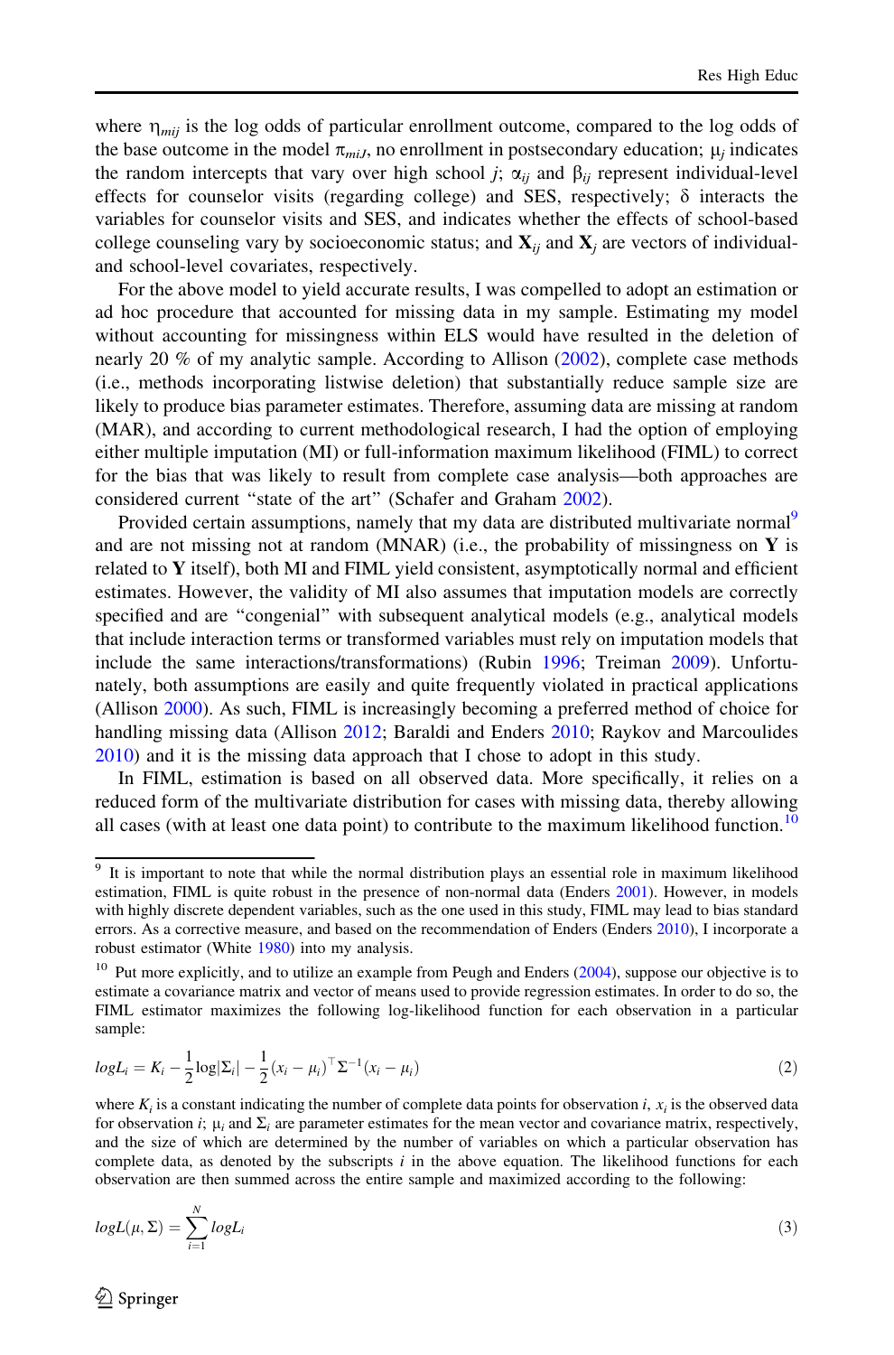where $\eta_{mij}$ is the log odds of particular enrollment outcome, compared to the log odds of the base outcome in the model $\pi_{miJ}$, no enrollment in postsecondary education; $\mu_j$ indicates the random intercepts that vary over high school $j$; $\alpha_{ij}$ and $\beta_{ij}$ represent individual-level effects for counselor visits (regarding college) and SES, respectively; $\delta$ interacts the variables for counselor visits and SES, and indicates whether the effects of school-based college counseling vary by socioeconomic status; and $\mathbf{X}_{ij}$ and $\mathbf{X}_j$ are vectors of individual- and school-level covariates, respectively.

For the above model to yield accurate results, I was compelled to adopt an estimation or ad hoc procedure that accounted for missing data in my sample. Estimating my model without accounting for missingness within ELS would have resulted in the deletion of nearly 20 % of my analytic sample. According to Allison (2002), complete case methods (i.e., methods incorporating listwise deletion) that substantially reduce sample size are likely to produce bias parameter estimates. Therefore, assuming data are missing at random (MAR), and according to current methodological research, I had the option of employing either multiple imputation (MI) or full-information maximum likelihood (FIML) to correct for the bias that was likely to result from complete case analysis—both approaches are considered current "state of the art" (Schafer and Graham 2002).

Provided certain assumptions, namely that my data are distributed multivariate normal[9] and are not missing not at random (MNAR) (i.e., the probability of missingness on $\mathbf{Y}$ is related to $\mathbf{Y}$ itself), both MI and FIML yield consistent, asymptotically normal and efficient estimates. However, the validity of MI also assumes that imputation models are correctly specified and are "congenial" with subsequent analytical models (e.g., analytical models that include interaction terms or transformed variables must rely on imputation models that include the same interactions/transformations) (Rubin 1996; Treiman 2009). Unfortunately, both assumptions are easily and quite frequently violated in practical applications (Allison 2000). As such, FIML is increasingly becoming a preferred method of choice for handling missing data (Allison 2012; Baraldi and Enders 2010; Raykov and Marcoulides 2010) and it is the missing data approach that I chose to adopt in this study.

In FIML, estimation is based on all observed data. More specifically, it relies on a reduced form of the multivariate distribution for cases with missing data, thereby allowing all cases (with at least one data point) to contribute to the maximum likelihood function.[10]

---

[9] It is important to note that while the normal distribution plays an essential role in maximum likelihood estimation, FIML is quite robust in the presence of non-normal data (Enders 2001). However, in models with highly discrete dependent variables, such as the one used in this study, FIML may lead to bias standard errors. As a corrective measure, and based on the recommendation of Enders (Enders 2010), I incorporate a robust estimator (White 1980) into my analysis.

[10] Put more explicitly, and to utilize an example from Peugh and Enders (2004), suppose our objective is to estimate a covariance matrix and vector of means used to provide regression estimates. In order to do so, the FIML estimator maximizes the following log-likelihood function for each observation in a particular sample:

$$logL_i = K_i - \frac{1}{2}\log|\Sigma_i| - \frac{1}{2}(x_i - \mu_i)^{\top}\Sigma^{-1}(x_i - \mu_i) \tag{2}$$

where $K_i$ is a constant indicating the number of complete data points for observation $i$, $x_i$ is the observed data for observation $i$; $\mu_i$ and $\Sigma_i$ are parameter estimates for the mean vector and covariance matrix, respectively, and the size of which are determined by the number of variables on which a particular observation has complete data, as denoted by the subscripts $i$ in the above equation. The likelihood functions for each observation are then summed across the entire sample and maximized according to the following:

$$logL(\mu, \Sigma) = \sum_{i=1}^{N} logL_i \tag{3}$$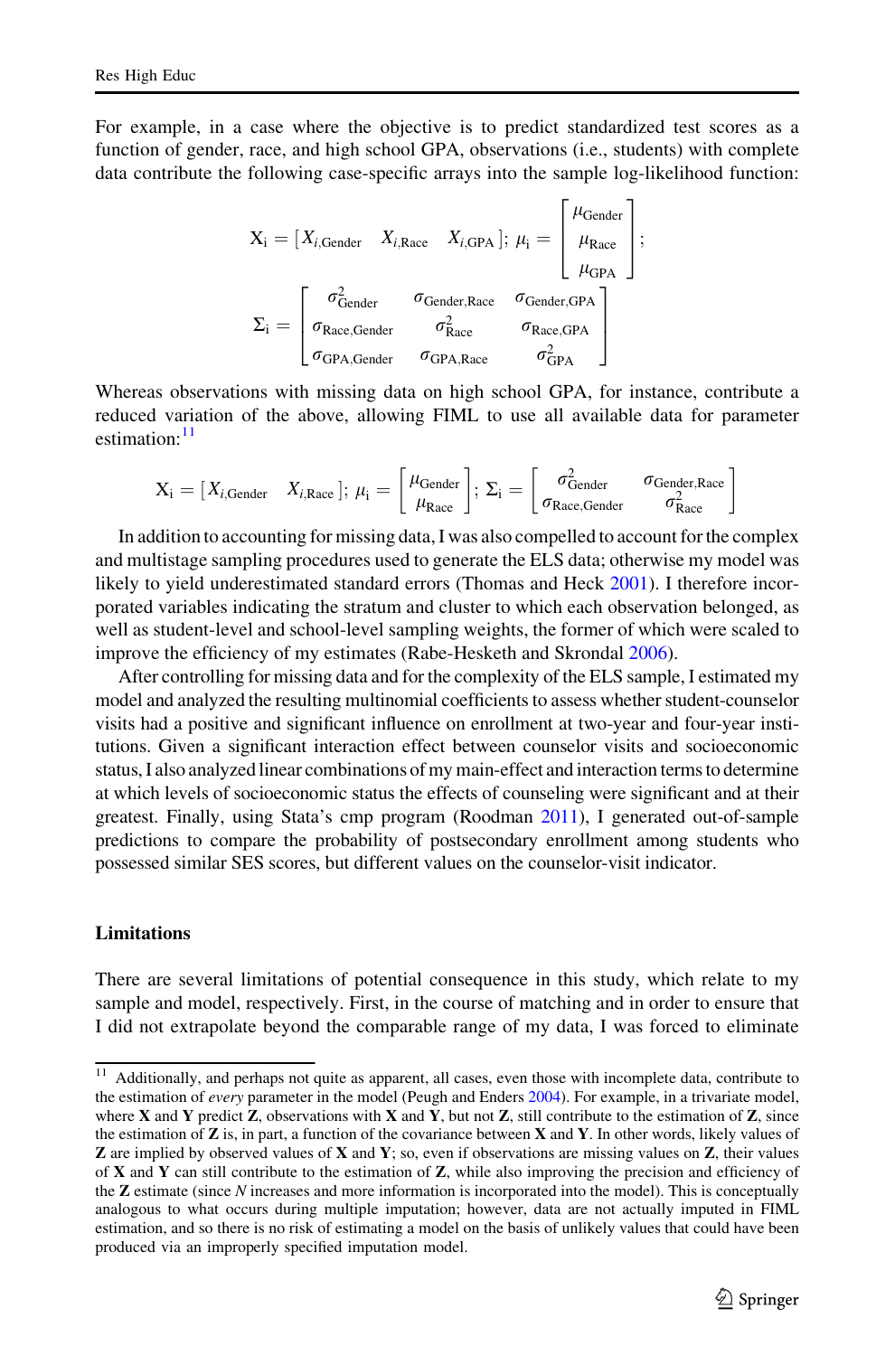For example, in a case where the objective is to predict standardized test scores as a function of gender, race, and high school GPA, observations (i.e., students) with complete data contribute the following case-specific arrays into the sample log-likelihood function:

$$\mathrm{X_i} = \begin{bmatrix} X_{i,\text{Gender}} & X_{i,\text{Race}} & X_{i,\text{GPA}} \end{bmatrix};\ \mu_\mathrm{i} = \begin{bmatrix} \mu_{\text{Gender}} \\ \mu_{\text{Race}} \\ \mu_{\text{GPA}} \end{bmatrix};$$

$$\Sigma_\mathrm{i} = \begin{bmatrix} \sigma^2_{\text{Gender}} & \sigma_{\text{Gender,Race}} & \sigma_{\text{Gender,GPA}} \\ \sigma_{\text{Race,Gender}} & \sigma^2_{\text{Race}} & \sigma_{\text{Race,GPA}} \\ \sigma_{\text{GPA,Gender}} & \sigma_{\text{GPA,Race}} & \sigma^2_{\text{GPA}} \end{bmatrix}$$

Whereas observations with missing data on high school GPA, for instance, contribute a reduced variation of the above, allowing FIML to use all available data for parameter estimation:[11]

$$\mathrm{X_i} = \begin{bmatrix} X_{i,\text{Gender}} & X_{i,\text{Race}} \end{bmatrix};\ \mu_\mathrm{i} = \begin{bmatrix} \mu_{\text{Gender}} \\ \mu_{\text{Race}} \end{bmatrix};\ \Sigma_\mathrm{i} = \begin{bmatrix} \sigma^2_{\text{Gender}} & \sigma_{\text{Gender,Race}} \\ \sigma_{\text{Race,Gender}} & \sigma^2_{\text{Race}} \end{bmatrix}$$

In addition to accounting for missing data, I was also compelled to account for the complex and multistage sampling procedures used to generate the ELS data; otherwise my model was likely to yield underestimated standard errors (Thomas and Heck 2001). I therefore incorporated variables indicating the stratum and cluster to which each observation belonged, as well as student-level and school-level sampling weights, the former of which were scaled to improve the efficiency of my estimates (Rabe-Hesketh and Skrondal 2006).

After controlling for missing data and for the complexity of the ELS sample, I estimated my model and analyzed the resulting multinomial coefficients to assess whether student-counselor visits had a positive and significant influence on enrollment at two-year and four-year institutions. Given a significant interaction effect between counselor visits and socioeconomic status, I also analyzed linear combinations of my main-effect and interaction terms to determine at which levels of socioeconomic status the effects of counseling were significant and at their greatest. Finally, using Stata's cmp program (Roodman 2011), I generated out-of-sample predictions to compare the probability of postsecondary enrollment among students who possessed similar SES scores, but different values on the counselor-visit indicator.

## Limitations

There are several limitations of potential consequence in this study, which relate to my sample and model, respectively. First, in the course of matching and in order to ensure that I did not extrapolate beyond the comparable range of my data, I was forced to eliminate

---

[11] Additionally, and perhaps not quite as apparent, all cases, even those with incomplete data, contribute to the estimation of *every* parameter in the model (Peugh and Enders 2004). For example, in a trivariate model, where **X** and **Y** predict **Z**, observations with **X** and **Y**, but not **Z**, still contribute to the estimation of **Z**, since the estimation of **Z** is, in part, a function of the covariance between **X** and **Y**. In other words, likely values of **Z** are implied by observed values of **X** and **Y**; so, even if observations are missing values on **Z**, their values of **X** and **Y** can still contribute to the estimation of **Z**, while also improving the precision and efficiency of the **Z** estimate (since *N* increases and more information is incorporated into the model). This is conceptually analogous to what occurs during multiple imputation; however, data are not actually imputed in FIML estimation, and so there is no risk of estimating a model on the basis of unlikely values that could have been produced via an improperly specified imputation model.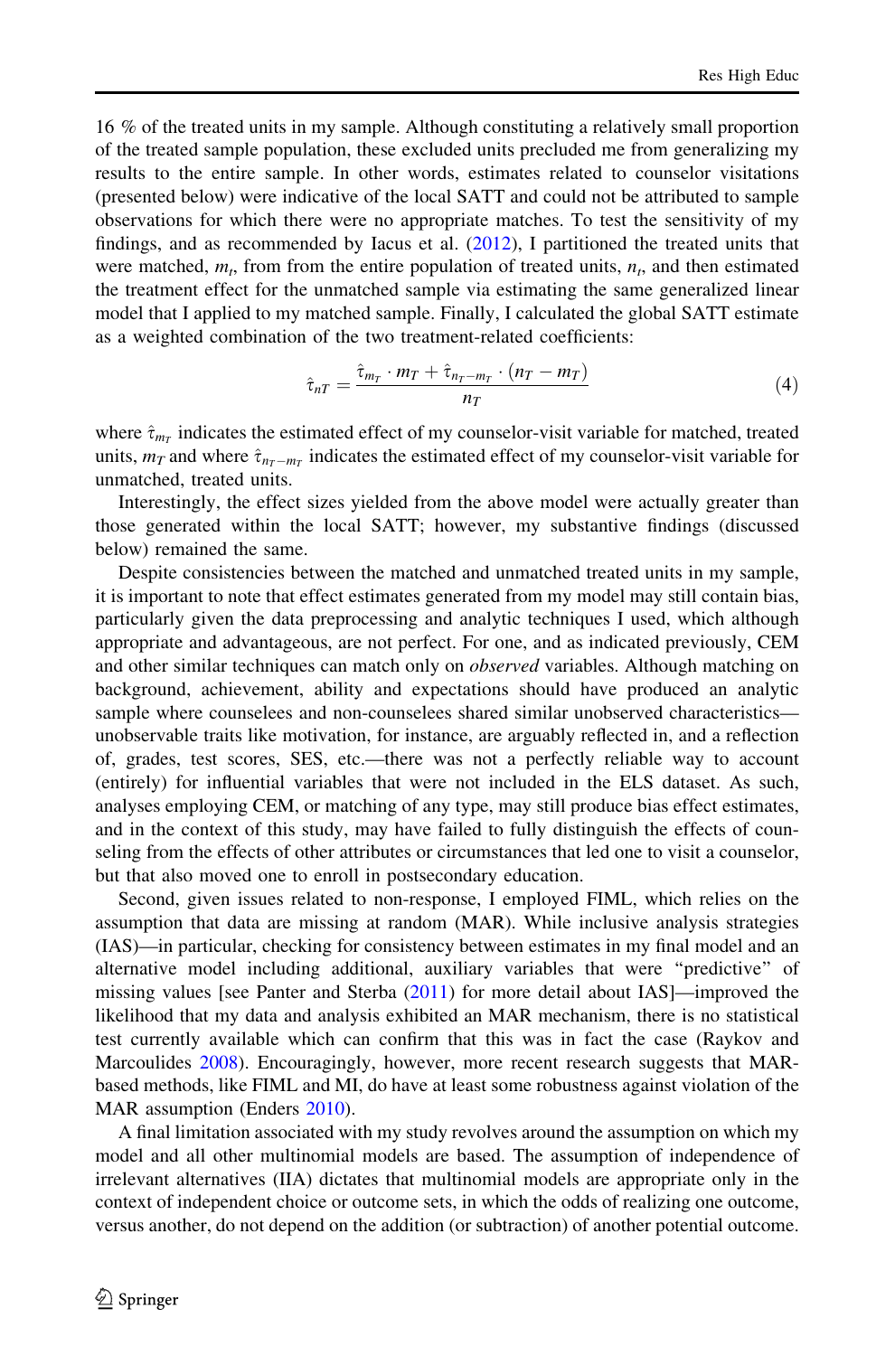16 % of the treated units in my sample. Although constituting a relatively small proportion of the treated sample population, these excluded units precluded me from generalizing my results to the entire sample. In other words, estimates related to counselor visitations (presented below) were indicative of the local SATT and could not be attributed to sample observations for which there were no appropriate matches. To test the sensitivity of my findings, and as recommended by Iacus et al. (2012), I partitioned the treated units that were matched, $m_t$, from from the entire population of treated units, $n_t$, and then estimated the treatment effect for the unmatched sample via estimating the same generalized linear model that I applied to my matched sample. Finally, I calculated the global SATT estimate as a weighted combination of the two treatment-related coefficients:

$$\hat{\tau}_{nT} = \frac{\hat{\tau}_{m_T} \cdot m_T + \hat{\tau}_{n_T - m_T} \cdot (n_T - m_T)}{n_T} \tag{4}$$

where $\hat{\tau}_{m_T}$ indicates the estimated effect of my counselor-visit variable for matched, treated units, $m_T$ and where $\hat{\tau}_{n_T - m_T}$ indicates the estimated effect of my counselor-visit variable for unmatched, treated units.

Interestingly, the effect sizes yielded from the above model were actually greater than those generated within the local SATT; however, my substantive findings (discussed below) remained the same.

Despite consistencies between the matched and unmatched treated units in my sample, it is important to note that effect estimates generated from my model may still contain bias, particularly given the data preprocessing and analytic techniques I used, which although appropriate and advantageous, are not perfect. For one, and as indicated previously, CEM and other similar techniques can match only on *observed* variables. Although matching on background, achievement, ability and expectations should have produced an analytic sample where counselees and non-counselees shared similar unobserved characteristics—unobservable traits like motivation, for instance, are arguably reflected in, and a reflection of, grades, test scores, SES, etc.—there was not a perfectly reliable way to account (entirely) for influential variables that were not included in the ELS dataset. As such, analyses employing CEM, or matching of any type, may still produce bias effect estimates, and in the context of this study, may have failed to fully distinguish the effects of counseling from the effects of other attributes or circumstances that led one to visit a counselor, but that also moved one to enroll in postsecondary education.

Second, given issues related to non-response, I employed FIML, which relies on the assumption that data are missing at random (MAR). While inclusive analysis strategies (IAS)—in particular, checking for consistency between estimates in my final model and an alternative model including additional, auxiliary variables that were "predictive" of missing values [see Panter and Sterba (2011) for more detail about IAS]—improved the likelihood that my data and analysis exhibited an MAR mechanism, there is no statistical test currently available which can confirm that this was in fact the case (Raykov and Marcoulides 2008). Encouragingly, however, more recent research suggests that MAR-based methods, like FIML and MI, do have at least some robustness against violation of the MAR assumption (Enders 2010).

A final limitation associated with my study revolves around the assumption on which my model and all other multinomial models are based. The assumption of independence of irrelevant alternatives (IIA) dictates that multinomial models are appropriate only in the context of independent choice or outcome sets, in which the odds of realizing one outcome, versus another, do not depend on the addition (or subtraction) of another potential outcome.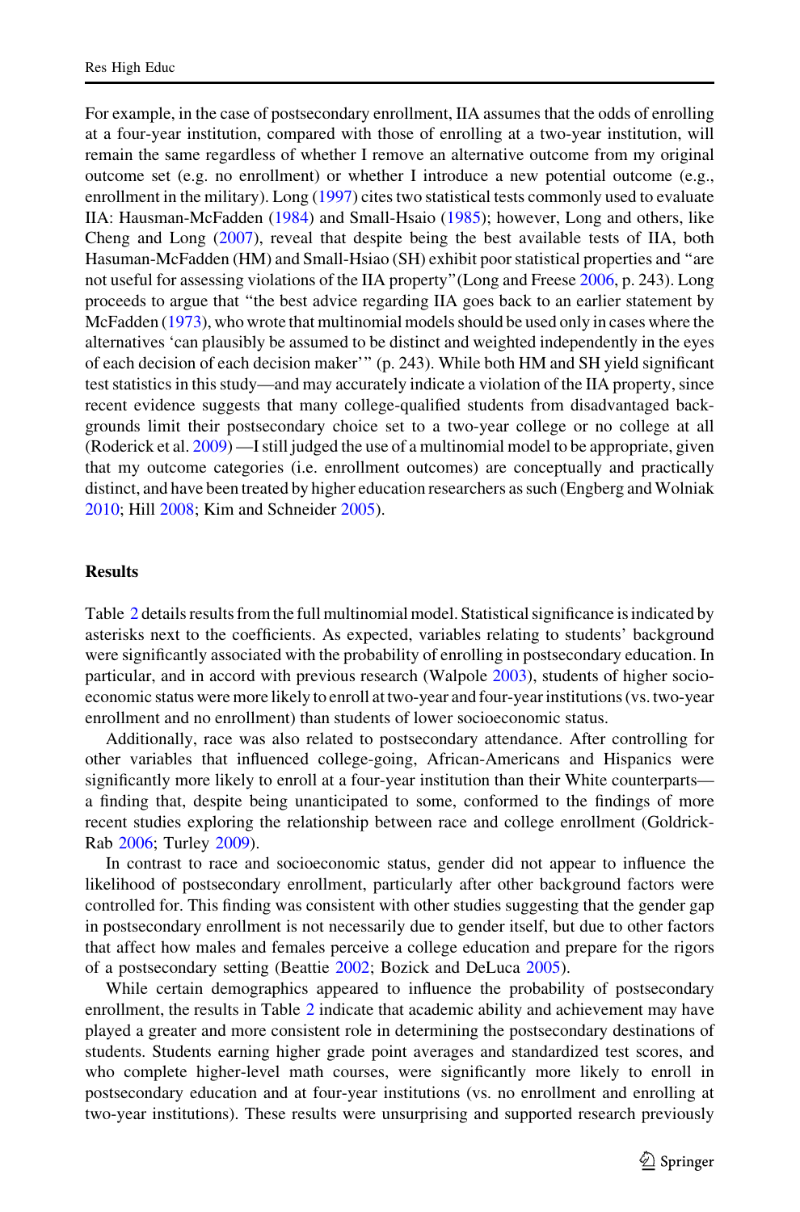For example, in the case of postsecondary enrollment, IIA assumes that the odds of enrolling at a four-year institution, compared with those of enrolling at a two-year institution, will remain the same regardless of whether I remove an alternative outcome from my original outcome set (e.g. no enrollment) or whether I introduce a new potential outcome (e.g., enrollment in the military). Long (1997) cites two statistical tests commonly used to evaluate IIA: Hausman-McFadden (1984) and Small-Hsaio (1985); however, Long and others, like Cheng and Long (2007), reveal that despite being the best available tests of IIA, both Hasuman-McFadden (HM) and Small-Hsiao (SH) exhibit poor statistical properties and "are not useful for assessing violations of the IIA property"(Long and Freese 2006, p. 243). Long proceeds to argue that "the best advice regarding IIA goes back to an earlier statement by McFadden (1973), who wrote that multinomial models should be used only in cases where the alternatives 'can plausibly be assumed to be distinct and weighted independently in the eyes of each decision of each decision maker'" (p. 243). While both HM and SH yield significant test statistics in this study—and may accurately indicate a violation of the IIA property, since recent evidence suggests that many college-qualified students from disadvantaged backgrounds limit their postsecondary choice set to a two-year college or no college at all (Roderick et al. 2009) —I still judged the use of a multinomial model to be appropriate, given that my outcome categories (i.e. enrollment outcomes) are conceptually and practically distinct, and have been treated by higher education researchers as such (Engberg and Wolniak 2010; Hill 2008; Kim and Schneider 2005).

## Results

Table 2 details results from the full multinomial model. Statistical significance is indicated by asterisks next to the coefficients. As expected, variables relating to students' background were significantly associated with the probability of enrolling in postsecondary education. In particular, and in accord with previous research (Walpole 2003), students of higher socioeconomic status were more likely to enroll at two-year and four-year institutions (vs. two-year enrollment and no enrollment) than students of lower socioeconomic status.

Additionally, race was also related to postsecondary attendance. After controlling for other variables that influenced college-going, African-Americans and Hispanics were significantly more likely to enroll at a four-year institution than their White counterparts—a finding that, despite being unanticipated to some, conformed to the findings of more recent studies exploring the relationship between race and college enrollment (Goldrick-Rab 2006; Turley 2009).

In contrast to race and socioeconomic status, gender did not appear to influence the likelihood of postsecondary enrollment, particularly after other background factors were controlled for. This finding was consistent with other studies suggesting that the gender gap in postsecondary enrollment is not necessarily due to gender itself, but due to other factors that affect how males and females perceive a college education and prepare for the rigors of a postsecondary setting (Beattie 2002; Bozick and DeLuca 2005).

While certain demographics appeared to influence the probability of postsecondary enrollment, the results in Table 2 indicate that academic ability and achievement may have played a greater and more consistent role in determining the postsecondary destinations of students. Students earning higher grade point averages and standardized test scores, and who complete higher-level math courses, were significantly more likely to enroll in postsecondary education and at four-year institutions (vs. no enrollment and enrolling at two-year institutions). These results were unsurprising and supported research previously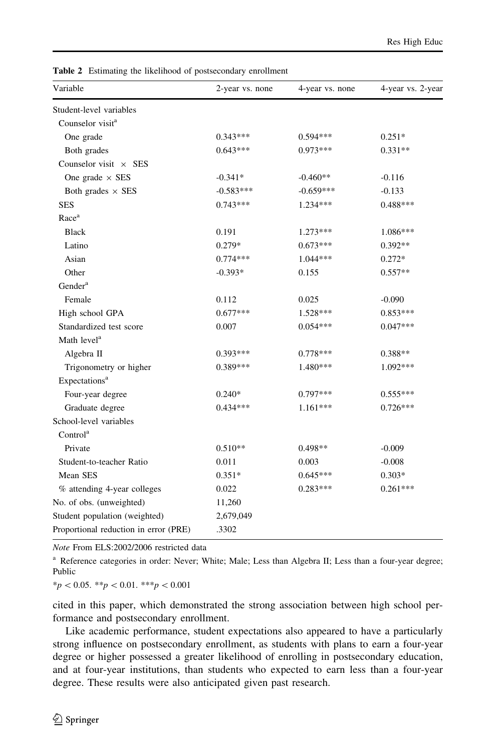**Table 2** Estimating the likelihood of postsecondary enrollment

| Variable | 2-year vs. none | 4-year vs. none | 4-year vs. 2-year |
|---|---|---|---|
| Student-level variables | | | |
| Counselor visit[a] | | | |
| One grade | 0.343*** | 0.594*** | 0.251* |
| Both grades | 0.643*** | 0.973*** | 0.331** |
| Counselor visit × SES | | | |
| One grade × SES | -0.341* | -0.460** | -0.116 |
| Both grades × SES | -0.583*** | -0.659*** | -0.133 |
| SES | 0.743*** | 1.234*** | 0.488*** |
| Race[a] | | | |
| Black | 0.191 | 1.273*** | 1.086*** |
| Latino | 0.279* | 0.673*** | 0.392** |
| Asian | 0.774*** | 1.044*** | 0.272* |
| Other | -0.393* | 0.155 | 0.557** |
| Gender[a] | | | |
| Female | 0.112 | 0.025 | -0.090 |
| High school GPA | 0.677*** | 1.528*** | 0.853*** |
| Standardized test score | 0.007 | 0.054*** | 0.047*** |
| Math level[a] | | | |
| Algebra II | 0.393*** | 0.778*** | 0.388** |
| Trigonometry or higher | 0.389*** | 1.480*** | 1.092*** |
| Expectations[a] | | | |
| Four-year degree | 0.240* | 0.797*** | 0.555*** |
| Graduate degree | 0.434*** | 1.161*** | 0.726*** |
| School-level variables | | | |
| Control[a] | | | |
| Private | 0.510** | 0.498** | -0.009 |
| Student-to-teacher Ratio | 0.011 | 0.003 | -0.008 |
| Mean SES | 0.351* | 0.645*** | 0.303* |
| % attending 4-year colleges | 0.022 | 0.283*** | 0.261*** |
| No. of obs. (unweighted) | 11,260 | | |
| Student population (weighted) | 2,679,049 | | |
| Proportional reduction in error (PRE) | .3302 | | |

*Note* From ELS:2002/2006 restricted data

[a] Reference categories in order: Never; White; Male; Less than Algebra II; Less than a four-year degree; Public

*$p < 0.05$. **$p < 0.01$. ***$p < 0.001$

cited in this paper, which demonstrated the strong association between high school performance and postsecondary enrollment.

Like academic performance, student expectations also appeared to have a particularly strong influence on postsecondary enrollment, as students with plans to earn a four-year degree or higher possessed a greater likelihood of enrolling in postsecondary education, and at four-year institutions, than students who expected to earn less than a four-year degree. These results were also anticipated given past research.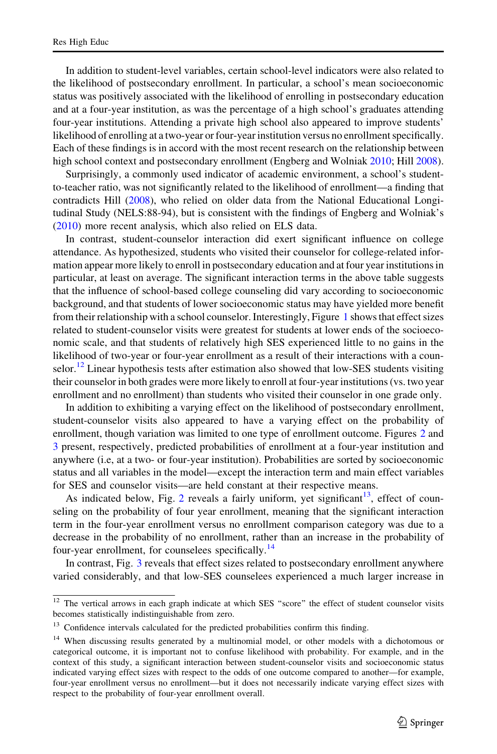In addition to student-level variables, certain school-level indicators were also related to the likelihood of postsecondary enrollment. In particular, a school's mean socioeconomic status was positively associated with the likelihood of enrolling in postsecondary education and at a four-year institution, as was the percentage of a high school's graduates attending four-year institutions. Attending a private high school also appeared to improve students' likelihood of enrolling at a two-year or four-year institution versus no enrollment specifically. Each of these findings is in accord with the most recent research on the relationship between high school context and postsecondary enrollment (Engberg and Wolniak 2010; Hill 2008).

Surprisingly, a commonly used indicator of academic environment, a school's student-to-teacher ratio, was not significantly related to the likelihood of enrollment—a finding that contradicts Hill (2008), who relied on older data from the National Educational Longitudinal Study (NELS:88-94), but is consistent with the findings of Engberg and Wolniak's (2010) more recent analysis, which also relied on ELS data.

In contrast, student-counselor interaction did exert significant influence on college attendance. As hypothesized, students who visited their counselor for college-related information appear more likely to enroll in postsecondary education and at four year institutions in particular, at least on average. The significant interaction terms in the above table suggests that the influence of school-based college counseling did vary according to socioeconomic background, and that students of lower socioeconomic status may have yielded more benefit from their relationship with a school counselor. Interestingly, Figure 1 shows that effect sizes related to student-counselor visits were greatest for students at lower ends of the socioeconomic scale, and that students of relatively high SES experienced little to no gains in the likelihood of two-year or four-year enrollment as a result of their interactions with a counselor.[12] Linear hypothesis tests after estimation also showed that low-SES students visiting their counselor in both grades were more likely to enroll at four-year institutions (vs. two year enrollment and no enrollment) than students who visited their counselor in one grade only.

In addition to exhibiting a varying effect on the likelihood of postsecondary enrollment, student-counselor visits also appeared to have a varying effect on the probability of enrollment, though variation was limited to one type of enrollment outcome. Figures 2 and 3 present, respectively, predicted probabilities of enrollment at a four-year institution and anywhere (i.e, at a two- or four-year institution). Probabilities are sorted by socioeconomic status and all variables in the model—except the interaction term and main effect variables for SES and counselor visits—are held constant at their respective means.

As indicated below, Fig. 2 reveals a fairly uniform, yet significant[13], effect of counseling on the probability of four year enrollment, meaning that the significant interaction term in the four-year enrollment versus no enrollment comparison category was due to a decrease in the probability of no enrollment, rather than an increase in the probability of four-year enrollment, for counselees specifically.[14]

In contrast, Fig. 3 reveals that effect sizes related to postsecondary enrollment anywhere varied considerably, and that low-SES counselees experienced a much larger increase in

---

[12] The vertical arrows in each graph indicate at which SES "score" the effect of student counselor visits becomes statistically indistinguishable from zero.

[13] Confidence intervals calculated for the predicted probabilities confirm this finding.

[14] When discussing results generated by a multinomial model, or other models with a dichotomous or categorical outcome, it is important not to confuse likelihood with probability. For example, and in the context of this study, a significant interaction between student-counselor visits and socioeconomic status indicated varying effect sizes with respect to the odds of one outcome compared to another—for example, four-year enrollment versus no enrollment—but it does not necessarily indicate varying effect sizes with respect to the probability of four-year enrollment overall.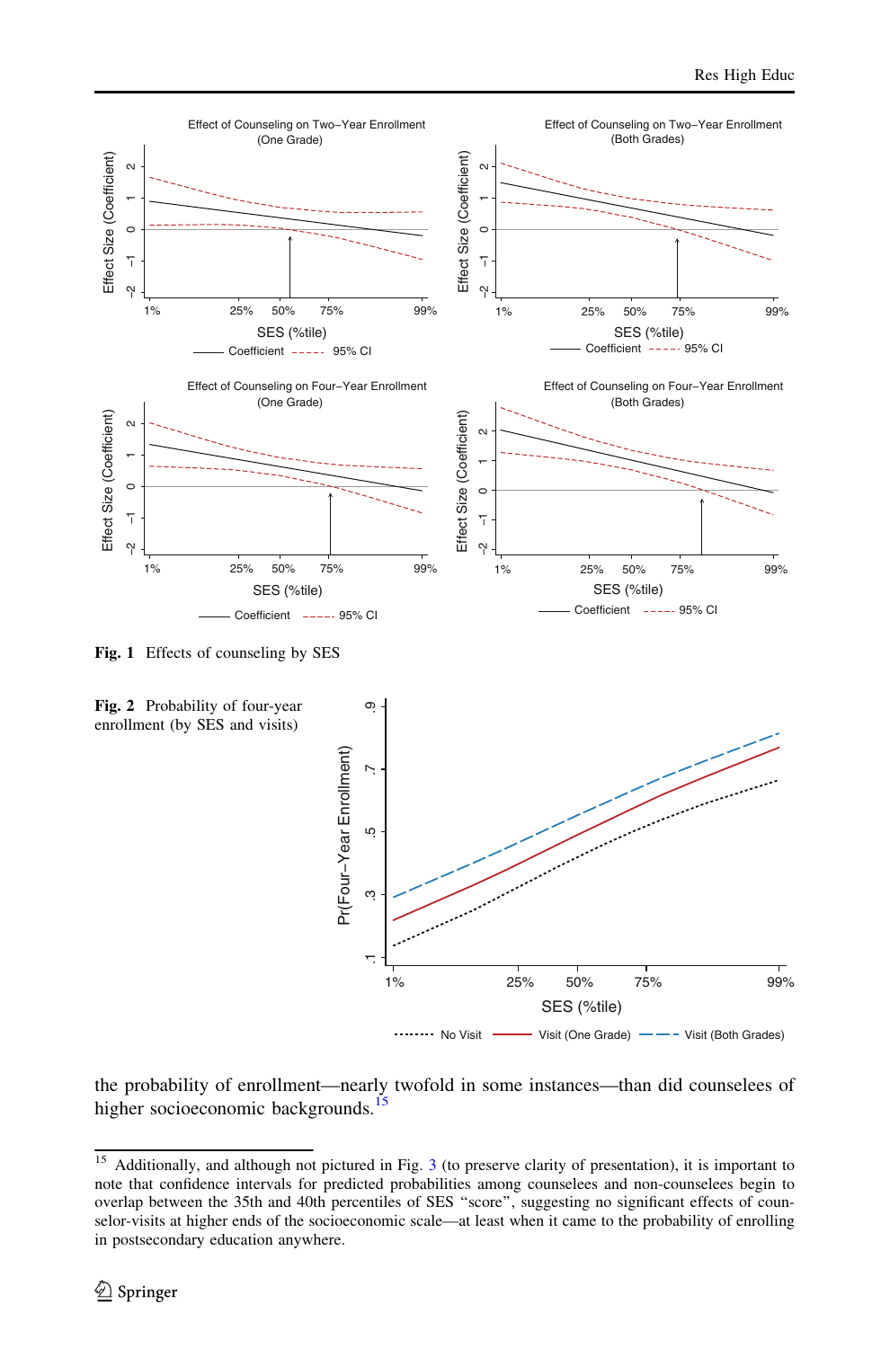Fig. 1 Effects of counseling by SES

Fig. 2 Probability of four-year enrollment (by SES and visits)

the probability of enrollment—nearly twofold in some instances—than did counselees of higher socioeconomic backgrounds.[15]

[15] Additionally, and although not pictured in Fig. 3 (to preserve clarity of presentation), it is important to note that confidence intervals for predicted probabilities among counselees and non-counselees begin to overlap between the 35th and 40th percentiles of SES "score", suggesting no significant effects of counselor-visits at higher ends of the socioeconomic scale—at least when it came to the probability of enrolling in postsecondary education anywhere.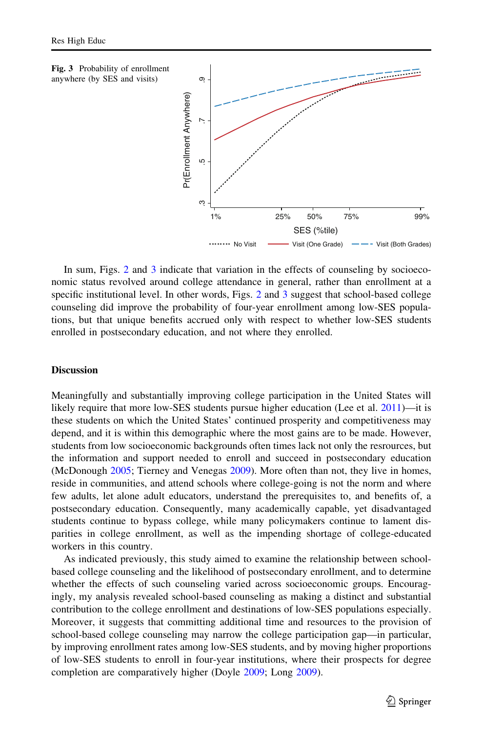**Fig. 3** Probability of enrollment anywhere (by SES and visits)

In sum, Figs. 2 and 3 indicate that variation in the effects of counseling by socioeconomic status revolved around college attendance in general, rather than enrollment at a specific institutional level. In other words, Figs. 2 and 3 suggest that school-based college counseling did improve the probability of four-year enrollment among low-SES populations, but that unique benefits accrued only with respect to whether low-SES students enrolled in postsecondary education, and not where they enrolled.

## Discussion

Meaningfully and substantially improving college participation in the United States will likely require that more low-SES students pursue higher education (Lee et al. 2011)—it is these students on which the United States' continued prosperity and competitiveness may depend, and it is within this demographic where the most gains are to be made. However, students from low socioeconomic backgrounds often times lack not only the resrources, but the information and support needed to enroll and succeed in postsecondary education (McDonough 2005; Tierney and Venegas 2009). More often than not, they live in homes, reside in communities, and attend schools where college-going is not the norm and where few adults, let alone adult educators, understand the prerequisites to, and benefits of, a postsecondary education. Consequently, many academically capable, yet disadvantaged students continue to bypass college, while many policymakers continue to lament disparities in college enrollment, as well as the impending shortage of college-educated workers in this country.

As indicated previously, this study aimed to examine the relationship between school-based college counseling and the likelihood of postsecondary enrollment, and to determine whether the effects of such counseling varied across socioeconomic groups. Encouragingly, my analysis revealed school-based counseling as making a distinct and substantial contribution to the college enrollment and destinations of low-SES populations especially. Moreover, it suggests that committing additional time and resources to the provision of school-based college counseling may narrow the college participation gap—in particular, by improving enrollment rates among low-SES students, and by moving higher proportions of low-SES students to enroll in four-year institutions, where their prospects for degree completion are comparatively higher (Doyle 2009; Long 2009).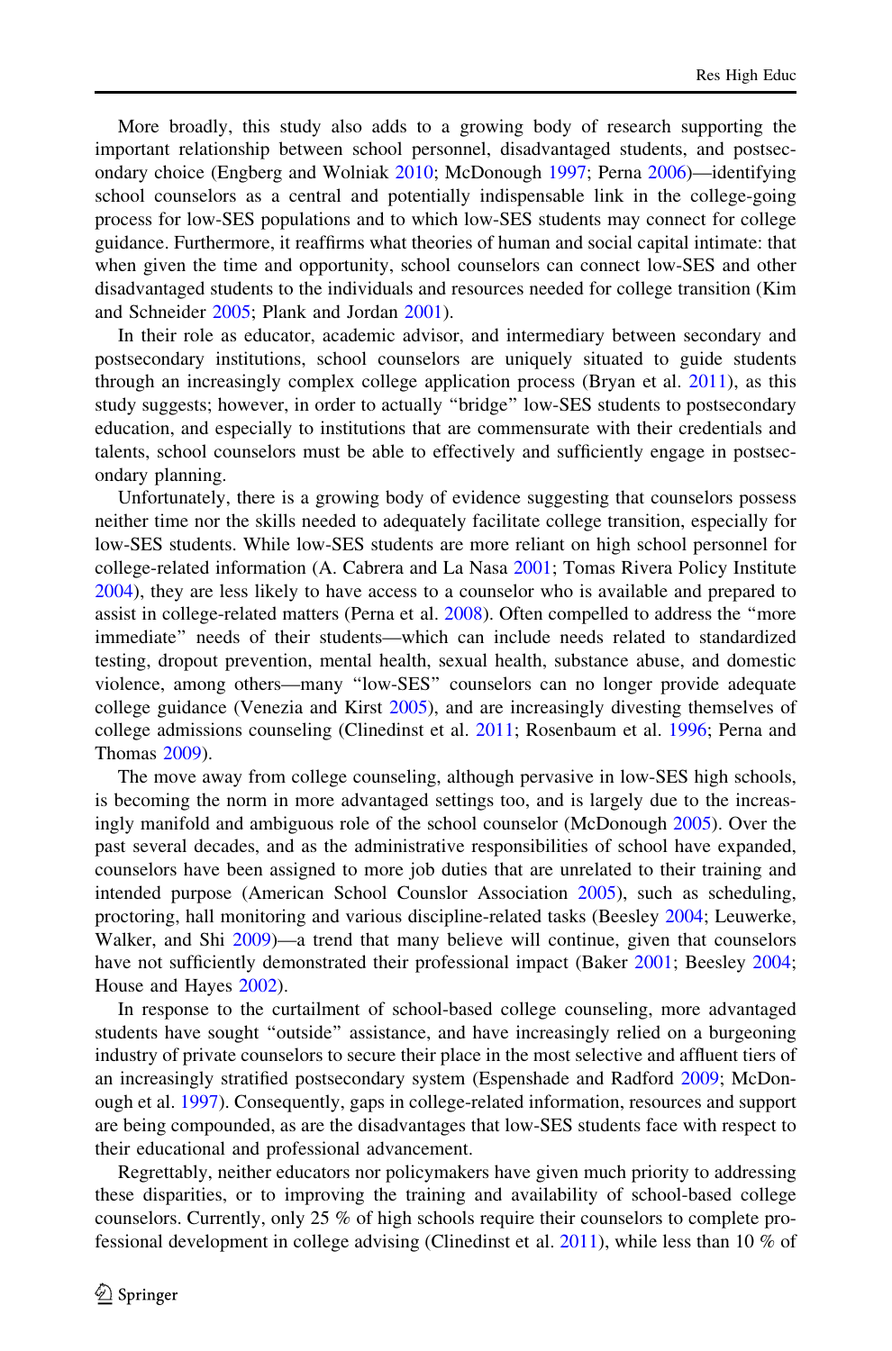More broadly, this study also adds to a growing body of research supporting the important relationship between school personnel, disadvantaged students, and postsecondary choice (Engberg and Wolniak 2010; McDonough 1997; Perna 2006)—identifying school counselors as a central and potentially indispensable link in the college-going process for low-SES populations and to which low-SES students may connect for college guidance. Furthermore, it reaffirms what theories of human and social capital intimate: that when given the time and opportunity, school counselors can connect low-SES and other disadvantaged students to the individuals and resources needed for college transition (Kim and Schneider 2005; Plank and Jordan 2001).

In their role as educator, academic advisor, and intermediary between secondary and postsecondary institutions, school counselors are uniquely situated to guide students through an increasingly complex college application process (Bryan et al. 2011), as this study suggests; however, in order to actually "bridge" low-SES students to postsecondary education, and especially to institutions that are commensurate with their credentials and talents, school counselors must be able to effectively and sufficiently engage in postsecondary planning.

Unfortunately, there is a growing body of evidence suggesting that counselors possess neither time nor the skills needed to adequately facilitate college transition, especially for low-SES students. While low-SES students are more reliant on high school personnel for college-related information (A. Cabrera and La Nasa 2001; Tomas Rivera Policy Institute 2004), they are less likely to have access to a counselor who is available and prepared to assist in college-related matters (Perna et al. 2008). Often compelled to address the "more immediate" needs of their students—which can include needs related to standardized testing, dropout prevention, mental health, sexual health, substance abuse, and domestic violence, among others—many "low-SES" counselors can no longer provide adequate college guidance (Venezia and Kirst 2005), and are increasingly divesting themselves of college admissions counseling (Clinedinst et al. 2011; Rosenbaum et al. 1996; Perna and Thomas 2009).

The move away from college counseling, although pervasive in low-SES high schools, is becoming the norm in more advantaged settings too, and is largely due to the increasingly manifold and ambiguous role of the school counselor (McDonough 2005). Over the past several decades, and as the administrative responsibilities of school have expanded, counselors have been assigned to more job duties that are unrelated to their training and intended purpose (American School Counslor Association 2005), such as scheduling, proctoring, hall monitoring and various discipline-related tasks (Beesley 2004; Leuwerke, Walker, and Shi 2009)—a trend that many believe will continue, given that counselors have not sufficiently demonstrated their professional impact (Baker 2001; Beesley 2004; House and Hayes 2002).

In response to the curtailment of school-based college counseling, more advantaged students have sought "outside" assistance, and have increasingly relied on a burgeoning industry of private counselors to secure their place in the most selective and affluent tiers of an increasingly stratified postsecondary system (Espenshade and Radford 2009; McDonough et al. 1997). Consequently, gaps in college-related information, resources and support are being compounded, as are the disadvantages that low-SES students face with respect to their educational and professional advancement.

Regrettably, neither educators nor policymakers have given much priority to addressing these disparities, or to improving the training and availability of school-based college counselors. Currently, only 25 % of high schools require their counselors to complete professional development in college advising (Clinedinst et al. 2011), while less than 10 % of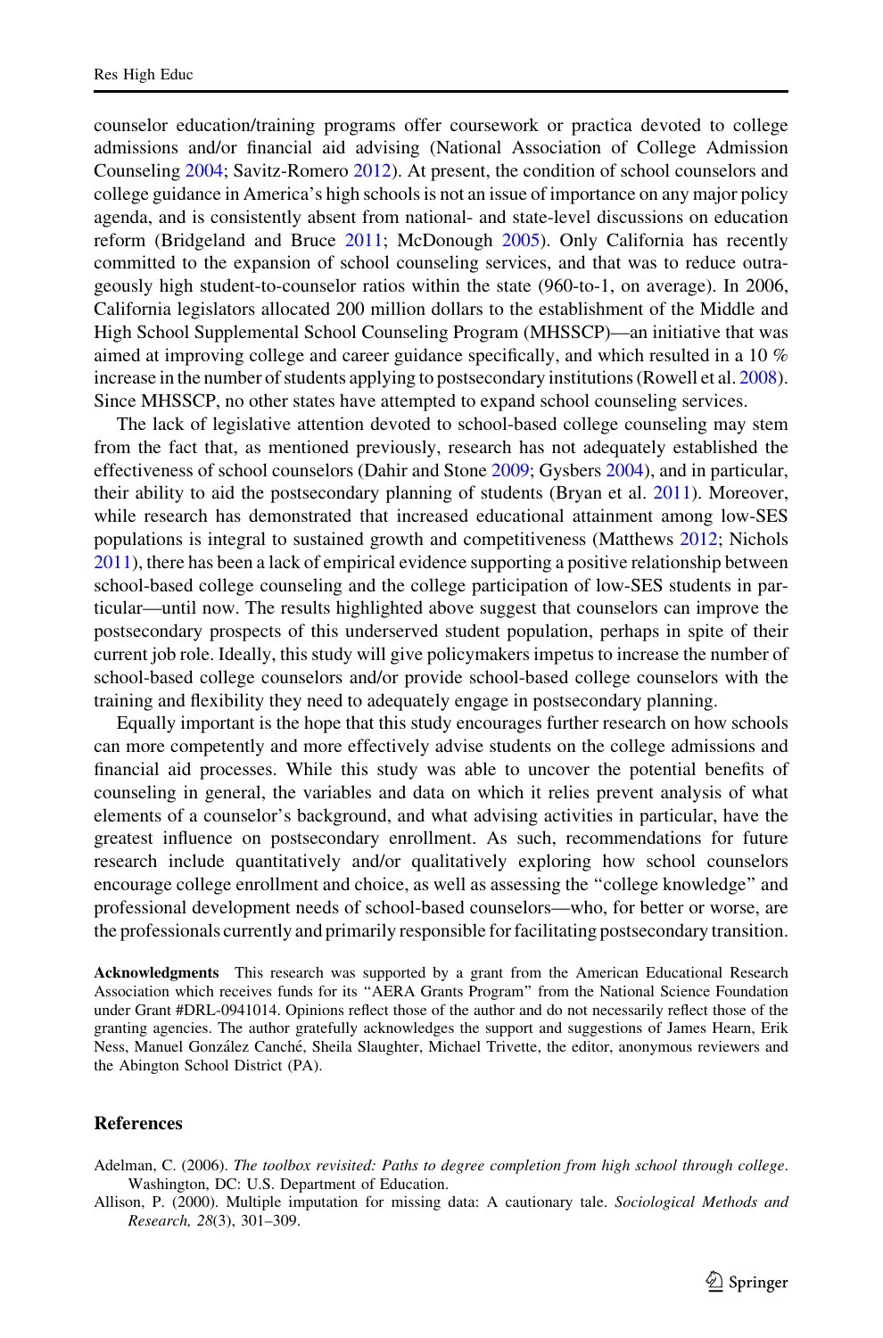counselor education/training programs offer coursework or practica devoted to college admissions and/or financial aid advising (National Association of College Admission Counseling 2004; Savitz-Romero 2012). At present, the condition of school counselors and college guidance in America's high schools is not an issue of importance on any major policy agenda, and is consistently absent from national- and state-level discussions on education reform (Bridgeland and Bruce 2011; McDonough 2005). Only California has recently committed to the expansion of school counseling services, and that was to reduce outrageously high student-to-counselor ratios within the state (960-to-1, on average). In 2006, California legislators allocated 200 million dollars to the establishment of the Middle and High School Supplemental School Counseling Program (MHSSCP)—an initiative that was aimed at improving college and career guidance specifically, and which resulted in a 10 % increase in the number of students applying to postsecondary institutions (Rowell et al. 2008). Since MHSSCP, no other states have attempted to expand school counseling services.

The lack of legislative attention devoted to school-based college counseling may stem from the fact that, as mentioned previously, research has not adequately established the effectiveness of school counselors (Dahir and Stone 2009; Gysbers 2004), and in particular, their ability to aid the postsecondary planning of students (Bryan et al. 2011). Moreover, while research has demonstrated that increased educational attainment among low-SES populations is integral to sustained growth and competitiveness (Matthews 2012; Nichols 2011), there has been a lack of empirical evidence supporting a positive relationship between school-based college counseling and the college participation of low-SES students in particular—until now. The results highlighted above suggest that counselors can improve the postsecondary prospects of this underserved student population, perhaps in spite of their current job role. Ideally, this study will give policymakers impetus to increase the number of school-based college counselors and/or provide school-based college counselors with the training and flexibility they need to adequately engage in postsecondary planning.

Equally important is the hope that this study encourages further research on how schools can more competently and more effectively advise students on the college admissions and financial aid processes. While this study was able to uncover the potential benefits of counseling in general, the variables and data on which it relies prevent analysis of what elements of a counselor's background, and what advising activities in particular, have the greatest influence on postsecondary enrollment. As such, recommendations for future research include quantitatively and/or qualitatively exploring how school counselors encourage college enrollment and choice, as well as assessing the "college knowledge" and professional development needs of school-based counselors—who, for better or worse, are the professionals currently and primarily responsible for facilitating postsecondary transition.

**Acknowledgments** This research was supported by a grant from the American Educational Research Association which receives funds for its "AERA Grants Program" from the National Science Foundation under Grant #DRL-0941014. Opinions reflect those of the author and do not necessarily reflect those of the granting agencies. The author gratefully acknowledges the support and suggestions of James Hearn, Erik Ness, Manuel González Canché, Sheila Slaughter, Michael Trivette, the editor, anonymous reviewers and the Abington School District (PA).

## References

Adelman, C. (2006). *The toolbox revisited: Paths to degree completion from high school through college*. Washington, DC: U.S. Department of Education.

Allison, P. (2000). Multiple imputation for missing data: A cautionary tale. *Sociological Methods and Research, 28*(3), 301–309.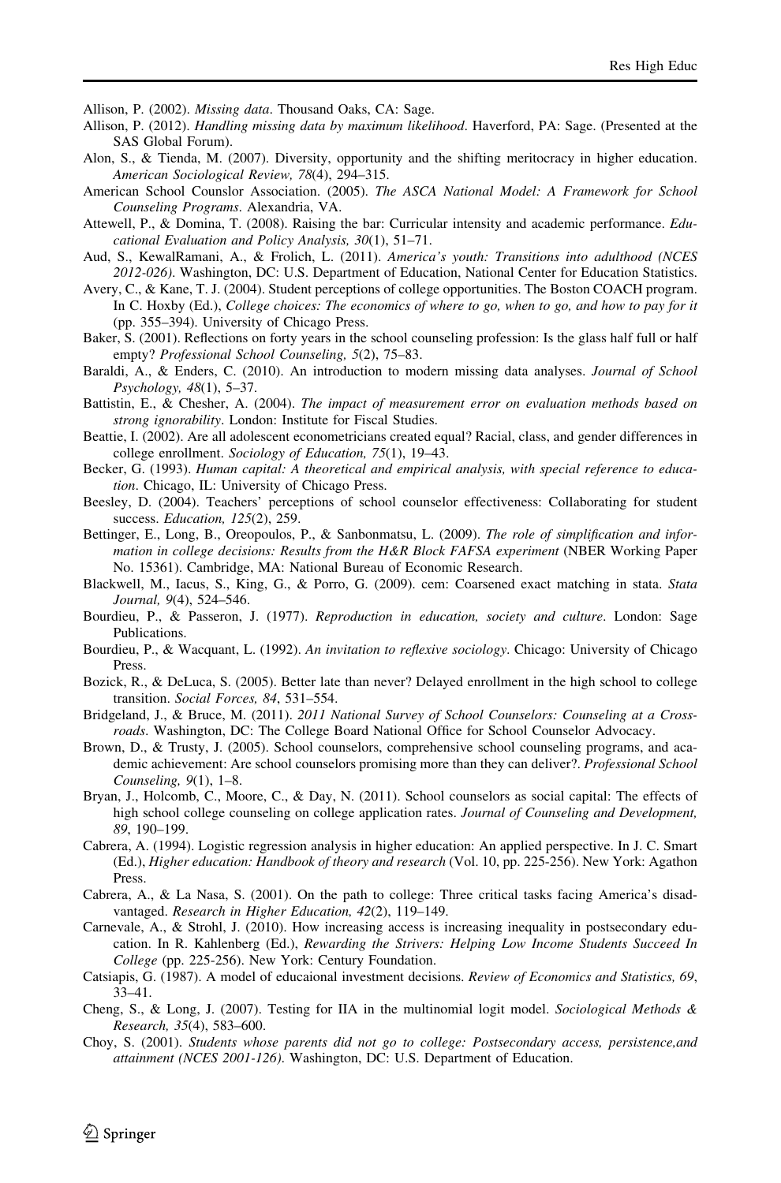Allison, P. (2002). *Missing data*. Thousand Oaks, CA: Sage.

Allison, P. (2012). *Handling missing data by maximum likelihood*. Haverford, PA: Sage. (Presented at the SAS Global Forum).

Alon, S., & Tienda, M. (2007). Diversity, opportunity and the shifting meritocracy in higher education. *American Sociological Review, 78*(4), 294–315.

American School Counslor Association. (2005). *The ASCA National Model: A Framework for School Counseling Programs*. Alexandria, VA.

Attewell, P., & Domina, T. (2008). Raising the bar: Curricular intensity and academic performance. *Educational Evaluation and Policy Analysis, 30*(1), 51–71.

Aud, S., KewalRamani, A., & Frolich, L. (2011). *America's youth: Transitions into adulthood (NCES 2012-026)*. Washington, DC: U.S. Department of Education, National Center for Education Statistics.

Avery, C., & Kane, T. J. (2004). Student perceptions of college opportunities. The Boston COACH program. In C. Hoxby (Ed.), *College choices: The economics of where to go, when to go, and how to pay for it* (pp. 355–394). University of Chicago Press.

Baker, S. (2001). Reflections on forty years in the school counseling profession: Is the glass half full or half empty? *Professional School Counseling, 5*(2), 75–83.

Baraldi, A., & Enders, C. (2010). An introduction to modern missing data analyses. *Journal of School Psychology, 48*(1), 5–37.

Battistin, E., & Chesher, A. (2004). *The impact of measurement error on evaluation methods based on strong ignorability*. London: Institute for Fiscal Studies.

Beattie, I. (2002). Are all adolescent econometricians created equal? Racial, class, and gender differences in college enrollment. *Sociology of Education, 75*(1), 19–43.

Becker, G. (1993). *Human capital: A theoretical and empirical analysis, with special reference to education*. Chicago, IL: University of Chicago Press.

Beesley, D. (2004). Teachers' perceptions of school counselor effectiveness: Collaborating for student success. *Education, 125*(2), 259.

Bettinger, E., Long, B., Oreopoulos, P., & Sanbonmatsu, L. (2009). *The role of simplification and information in college decisions: Results from the H&R Block FAFSA experiment* (NBER Working Paper No. 15361). Cambridge, MA: National Bureau of Economic Research.

Blackwell, M., Iacus, S., King, G., & Porro, G. (2009). cem: Coarsened exact matching in stata. *Stata Journal, 9*(4), 524–546.

Bourdieu, P., & Passeron, J. (1977). *Reproduction in education, society and culture*. London: Sage Publications.

Bourdieu, P., & Wacquant, L. (1992). *An invitation to reflexive sociology*. Chicago: University of Chicago Press.

Bozick, R., & DeLuca, S. (2005). Better late than never? Delayed enrollment in the high school to college transition. *Social Forces, 84*, 531–554.

Bridgeland, J., & Bruce, M. (2011). *2011 National Survey of School Counselors: Counseling at a Crossroads*. Washington, DC: The College Board National Office for School Counselor Advocacy.

Brown, D., & Trusty, J. (2005). School counselors, comprehensive school counseling programs, and academic achievement: Are school counselors promising more than they can deliver?. *Professional School Counseling, 9*(1), 1–8.

Bryan, J., Holcomb, C., Moore, C., & Day, N. (2011). School counselors as social capital: The effects of high school college counseling on college application rates. *Journal of Counseling and Development, 89*, 190–199.

Cabrera, A. (1994). Logistic regression analysis in higher education: An applied perspective. In J. C. Smart (Ed.), *Higher education: Handbook of theory and research* (Vol. 10, pp. 225-256). New York: Agathon Press.

Cabrera, A., & La Nasa, S. (2001). On the path to college: Three critical tasks facing America's disadvantaged. *Research in Higher Education, 42*(2), 119–149.

Carnevale, A., & Strohl, J. (2010). How increasing access is increasing inequality in postsecondary education. In R. Kahlenberg (Ed.), *Rewarding the Strivers: Helping Low Income Students Succeed In College* (pp. 225-256). New York: Century Foundation.

Catsiapis, G. (1987). A model of educaional investment decisions. *Review of Economics and Statistics, 69*, 33–41.

Cheng, S., & Long, J. (2007). Testing for IIA in the multinomial logit model. *Sociological Methods & Research, 35*(4), 583–600.

Choy, S. (2001). *Students whose parents did not go to college: Postsecondary access, persistence,and attainment (NCES 2001-126)*. Washington, DC: U.S. Department of Education.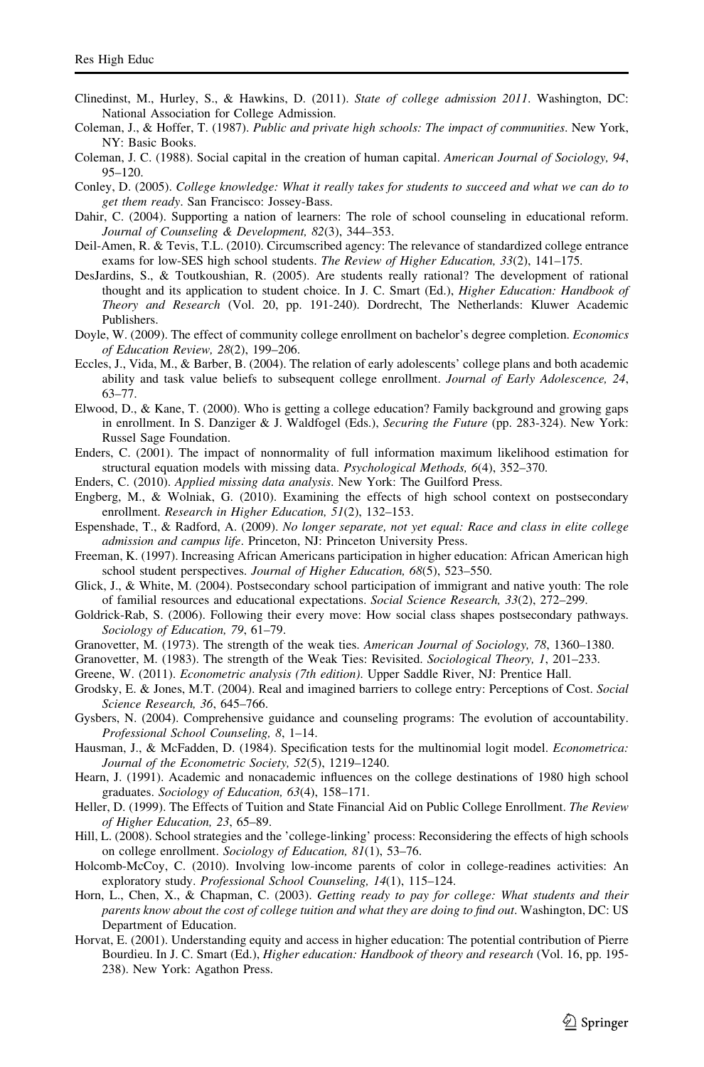Clinedinst, M., Hurley, S., & Hawkins, D. (2011). *State of college admission 2011*. Washington, DC: National Association for College Admission.

Coleman, J., & Hoffer, T. (1987). *Public and private high schools: The impact of communities*. New York, NY: Basic Books.

Coleman, J. C. (1988). Social capital in the creation of human capital. *American Journal of Sociology, 94*, 95–120.

Conley, D. (2005). *College knowledge: What it really takes for students to succeed and what we can do to get them ready*. San Francisco: Jossey-Bass.

Dahir, C. (2004). Supporting a nation of learners: The role of school counseling in educational reform. *Journal of Counseling & Development, 82*(3), 344–353.

Deil-Amen, R. & Tevis, T.L. (2010). Circumscribed agency: The relevance of standardized college entrance exams for low-SES high school students. *The Review of Higher Education, 33*(2), 141–175.

DesJardins, S., & Toutkoushian, R. (2005). Are students really rational? The development of rational thought and its application to student choice. In J. C. Smart (Ed.), *Higher Education: Handbook of Theory and Research* (Vol. 20, pp. 191-240). Dordrecht, The Netherlands: Kluwer Academic Publishers.

Doyle, W. (2009). The effect of community college enrollment on bachelor's degree completion. *Economics of Education Review, 28*(2), 199–206.

Eccles, J., Vida, M., & Barber, B. (2004). The relation of early adolescents' college plans and both academic ability and task value beliefs to subsequent college enrollment. *Journal of Early Adolescence, 24*, 63–77.

Elwood, D., & Kane, T. (2000). Who is getting a college education? Family background and growing gaps in enrollment. In S. Danziger & J. Waldfogel (Eds.), *Securing the Future* (pp. 283-324). New York: Russel Sage Foundation.

Enders, C. (2001). The impact of nonnormality of full information maximum likelihood estimation for structural equation models with missing data. *Psychological Methods, 6*(4), 352–370.

Enders, C. (2010). *Applied missing data analysis*. New York: The Guilford Press.

Engberg, M., & Wolniak, G. (2010). Examining the effects of high school context on postsecondary enrollment. *Research in Higher Education, 51*(2), 132–153.

Espenshade, T., & Radford, A. (2009). *No longer separate, not yet equal: Race and class in elite college admission and campus life*. Princeton, NJ: Princeton University Press.

Freeman, K. (1997). Increasing African Americans participation in higher education: African American high school student perspectives. *Journal of Higher Education, 68*(5), 523–550.

Glick, J., & White, M. (2004). Postsecondary school participation of immigrant and native youth: The role of familial resources and educational expectations. *Social Science Research, 33*(2), 272–299.

Goldrick-Rab, S. (2006). Following their every move: How social class shapes postsecondary pathways. *Sociology of Education, 79*, 61–79.

Granovetter, M. (1973). The strength of the weak ties. *American Journal of Sociology, 78*, 1360–1380.

Granovetter, M. (1983). The strength of the Weak Ties: Revisited. *Sociological Theory, 1*, 201–233.

Greene, W. (2011). *Econometric analysis (7th edition)*. Upper Saddle River, NJ: Prentice Hall.

Grodsky, E. & Jones, M.T. (2004). Real and imagined barriers to college entry: Perceptions of Cost. *Social Science Research, 36*, 645–766.

Gysbers, N. (2004). Comprehensive guidance and counseling programs: The evolution of accountability. *Professional School Counseling, 8*, 1–14.

Hausman, J., & McFadden, D. (1984). Specification tests for the multinomial logit model. *Econometrica: Journal of the Econometric Society, 52*(5), 1219–1240.

Hearn, J. (1991). Academic and nonacademic influences on the college destinations of 1980 high school graduates. *Sociology of Education, 63*(4), 158–171.

Heller, D. (1999). The Effects of Tuition and State Financial Aid on Public College Enrollment. *The Review of Higher Education, 23*, 65–89.

Hill, L. (2008). School strategies and the 'college-linking' process: Reconsidering the effects of high schools on college enrollment. *Sociology of Education, 81*(1), 53–76.

Holcomb-McCoy, C. (2010). Involving low-income parents of color in college-readines activities: An exploratory study. *Professional School Counseling, 14*(1), 115–124.

Horn, L., Chen, X., & Chapman, C. (2003). *Getting ready to pay for college: What students and their parents know about the cost of college tuition and what they are doing to find out*. Washington, DC: US Department of Education.

Horvat, E. (2001). Understanding equity and access in higher education: The potential contribution of Pierre Bourdieu. In J. C. Smart (Ed.), *Higher education: Handbook of theory and research* (Vol. 16, pp. 195-238). New York: Agathon Press.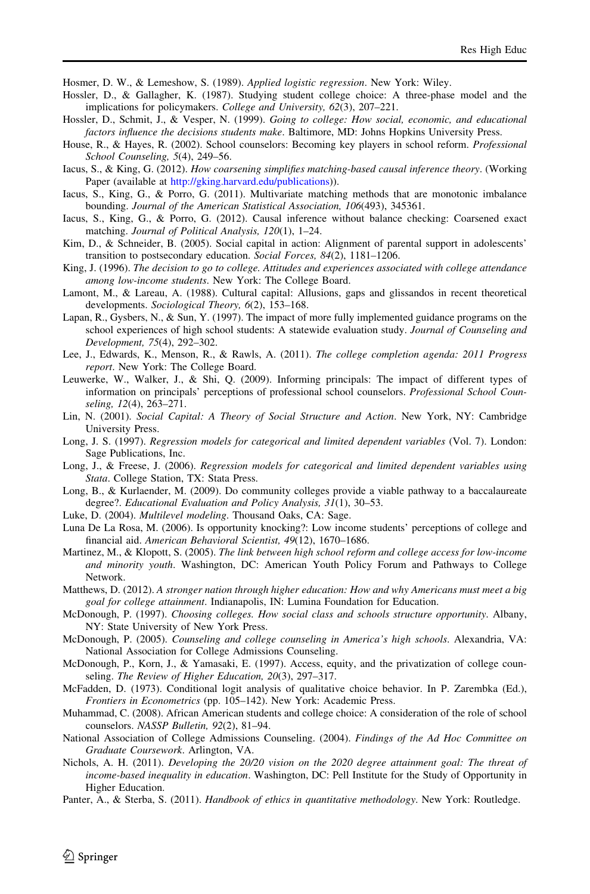Hosmer, D. W., & Lemeshow, S. (1989). *Applied logistic regression*. New York: Wiley.

Hossler, D., & Gallagher, K. (1987). Studying student college choice: A three-phase model and the implications for policymakers. *College and University, 62*(3), 207–221.

Hossler, D., Schmit, J., & Vesper, N. (1999). *Going to college: How social, economic, and educational factors influence the decisions students make*. Baltimore, MD: Johns Hopkins University Press.

House, R., & Hayes, R. (2002). School counselors: Becoming key players in school reform. *Professional School Counseling, 5*(4), 249–56.

Iacus, S., & King, G. (2012). *How coarsening simplifies matching-based causal inference theory*. (Working Paper (available at http://gking.harvard.edu/publications)).

Iacus, S., King, G., & Porro, G. (2011). Multivariate matching methods that are monotonic imbalance bounding. *Journal of the American Statistical Association, 106*(493), 345361.

Iacus, S., King, G., & Porro, G. (2012). Causal inference without balance checking: Coarsened exact matching. *Journal of Political Analysis, 120*(1), 1–24.

Kim, D., & Schneider, B. (2005). Social capital in action: Alignment of parental support in adolescents' transition to postsecondary education. *Social Forces, 84*(2), 1181–1206.

King, J. (1996). *The decision to go to college. Attitudes and experiences associated with college attendance among low-income students*. New York: The College Board.

Lamont, M., & Lareau, A. (1988). Cultural capital: Allusions, gaps and glissandos in recent theoretical developments. *Sociological Theory, 6*(2), 153–168.

Lapan, R., Gysbers, N., & Sun, Y. (1997). The impact of more fully implemented guidance programs on the school experiences of high school students: A statewide evaluation study. *Journal of Counseling and Development, 75*(4), 292–302.

Lee, J., Edwards, K., Menson, R., & Rawls, A. (2011). *The college completion agenda: 2011 Progress report*. New York: The College Board.

Leuwerke, W., Walker, J., & Shi, Q. (2009). Informing principals: The impact of different types of information on principals' perceptions of professional school counselors. *Professional School Counseling, 12*(4), 263–271.

Lin, N. (2001). *Social Capital: A Theory of Social Structure and Action*. New York, NY: Cambridge University Press.

Long, J. S. (1997). *Regression models for categorical and limited dependent variables* (Vol. 7). London: Sage Publications, Inc.

Long, J., & Freese, J. (2006). *Regression models for categorical and limited dependent variables using Stata*. College Station, TX: Stata Press.

Long, B., & Kurlaender, M. (2009). Do community colleges provide a viable pathway to a baccalaureate degree?. *Educational Evaluation and Policy Analysis, 31*(1), 30–53.

Luke, D. (2004). *Multilevel modeling*. Thousand Oaks, CA: Sage.

Luna De La Rosa, M. (2006). Is opportunity knocking?: Low income students' perceptions of college and financial aid. *American Behavioral Scientist, 49*(12), 1670–1686.

Martinez, M., & Klopott, S. (2005). *The link between high school reform and college access for low-income and minority youth*. Washington, DC: American Youth Policy Forum and Pathways to College Network.

Matthews, D. (2012). *A stronger nation through higher education: How and why Americans must meet a big goal for college attainment*. Indianapolis, IN: Lumina Foundation for Education.

McDonough, P. (1997). *Choosing colleges. How social class and schools structure opportunity*. Albany, NY: State University of New York Press.

McDonough, P. (2005). *Counseling and college counseling in America's high schools*. Alexandria, VA: National Association for College Admissions Counseling.

McDonough, P., Korn, J., & Yamasaki, E. (1997). Access, equity, and the privatization of college counseling. *The Review of Higher Education, 20*(3), 297–317.

McFadden, D. (1973). Conditional logit analysis of qualitative choice behavior. In P. Zarembka (Ed.), *Frontiers in Econometrics* (pp. 105–142). New York: Academic Press.

Muhammad, C. (2008). African American students and college choice: A consideration of the role of school counselors. *NASSP Bulletin, 92*(2), 81–94.

National Association of College Admissions Counseling. (2004). *Findings of the Ad Hoc Committee on Graduate Coursework*. Arlington, VA.

Nichols, A. H. (2011). *Developing the 20/20 vision on the 2020 degree attainment goal: The threat of income-based inequality in education*. Washington, DC: Pell Institute for the Study of Opportunity in Higher Education.

Panter, A., & Sterba, S. (2011). *Handbook of ethics in quantitative methodology*. New York: Routledge.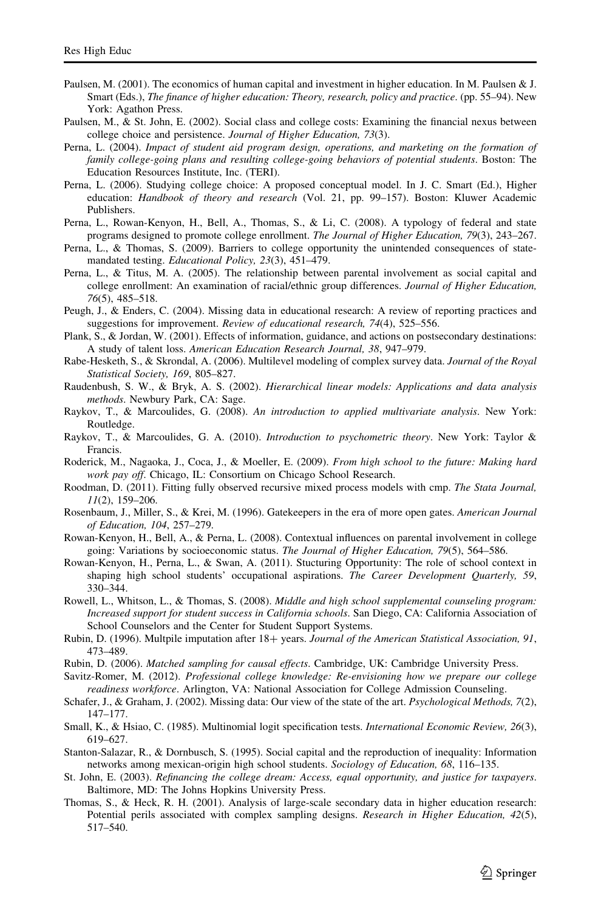Paulsen, M. (2001). The economics of human capital and investment in higher education. In M. Paulsen & J. Smart (Eds.), *The finance of higher education: Theory, research, policy and practice*. (pp. 55–94). New York: Agathon Press.

Paulsen, M., & St. John, E. (2002). Social class and college costs: Examining the financial nexus between college choice and persistence. *Journal of Higher Education, 73*(3).

Perna, L. (2004). *Impact of student aid program design, operations, and marketing on the formation of family college-going plans and resulting college-going behaviors of potential students*. Boston: The Education Resources Institute, Inc. (TERI).

Perna, L. (2006). Studying college choice: A proposed conceptual model. In J. C. Smart (Ed.), Higher education: *Handbook of theory and research* (Vol. 21, pp. 99–157). Boston: Kluwer Academic Publishers.

Perna, L., Rowan-Kenyon, H., Bell, A., Thomas, S., & Li, C. (2008). A typology of federal and state programs designed to promote college enrollment. *The Journal of Higher Education, 79*(3), 243–267.

Perna, L., & Thomas, S. (2009). Barriers to college opportunity the unintended consequences of state-mandated testing. *Educational Policy, 23*(3), 451–479.

Perna, L., & Titus, M. A. (2005). The relationship between parental involvement as social capital and college enrollment: An examination of racial/ethnic group differences. *Journal of Higher Education, 76*(5), 485–518.

Peugh, J., & Enders, C. (2004). Missing data in educational research: A review of reporting practices and suggestions for improvement. *Review of educational research, 74*(4), 525–556.

Plank, S., & Jordan, W. (2001). Effects of information, guidance, and actions on postsecondary destinations: A study of talent loss. *American Education Research Journal, 38*, 947–979.

Rabe-Hesketh, S., & Skrondal, A. (2006). Multilevel modeling of complex survey data. *Journal of the Royal Statistical Society, 169*, 805–827.

Raudenbush, S. W., & Bryk, A. S. (2002). *Hierarchical linear models: Applications and data analysis methods*. Newbury Park, CA: Sage.

Raykov, T., & Marcoulides, G. (2008). *An introduction to applied multivariate analysis*. New York: Routledge.

Raykov, T., & Marcoulides, G. A. (2010). *Introduction to psychometric theory*. New York: Taylor & Francis.

Roderick, M., Nagaoka, J., Coca, J., & Moeller, E. (2009). *From high school to the future: Making hard work pay off*. Chicago, IL: Consortium on Chicago School Research.

Roodman, D. (2011). Fitting fully observed recursive mixed process models with cmp. *The Stata Journal, 11*(2), 159–206.

Rosenbaum, J., Miller, S., & Krei, M. (1996). Gatekeepers in the era of more open gates. *American Journal of Education, 104*, 257–279.

Rowan-Kenyon, H., Bell, A., & Perna, L. (2008). Contextual influences on parental involvement in college going: Variations by socioeconomic status. *The Journal of Higher Education, 79*(5), 564–586.

Rowan-Kenyon, H., Perna, L., & Swan, A. (2011). Stucturing Opportunity: The role of school context in shaping high school students' occupational aspirations. *The Career Development Quarterly, 59*, 330–344.

Rowell, L., Whitson, L., & Thomas, S. (2008). *Middle and high school supplemental counseling program: Increased support for student success in California schools*. San Diego, CA: California Association of School Counselors and the Center for Student Support Systems.

Rubin, D. (1996). Multpile imputation after 18+ years. *Journal of the American Statistical Association, 91*, 473–489.

Rubin, D. (2006). *Matched sampling for causal effects*. Cambridge, UK: Cambridge University Press.

Savitz-Romer, M. (2012). *Professional college knowledge: Re-envisioning how we prepare our college readiness workforce*. Arlington, VA: National Association for College Admission Counseling.

Schafer, J., & Graham, J. (2002). Missing data: Our view of the state of the art. *Psychological Methods, 7*(2), 147–177.

Small, K., & Hsiao, C. (1985). Multinomial logit specification tests. *International Economic Review, 26*(3), 619–627.

Stanton-Salazar, R., & Dornbusch, S. (1995). Social capital and the reproduction of inequality: Information networks among mexican-origin high school students. *Sociology of Education, 68*, 116–135.

St. John, E. (2003). *Refinancing the college dream: Access, equal opportunity, and justice for taxpayers*. Baltimore, MD: The Johns Hopkins University Press.

Thomas, S., & Heck, R. H. (2001). Analysis of large-scale secondary data in higher education research: Potential perils associated with complex sampling designs. *Research in Higher Education, 42*(5), 517–540.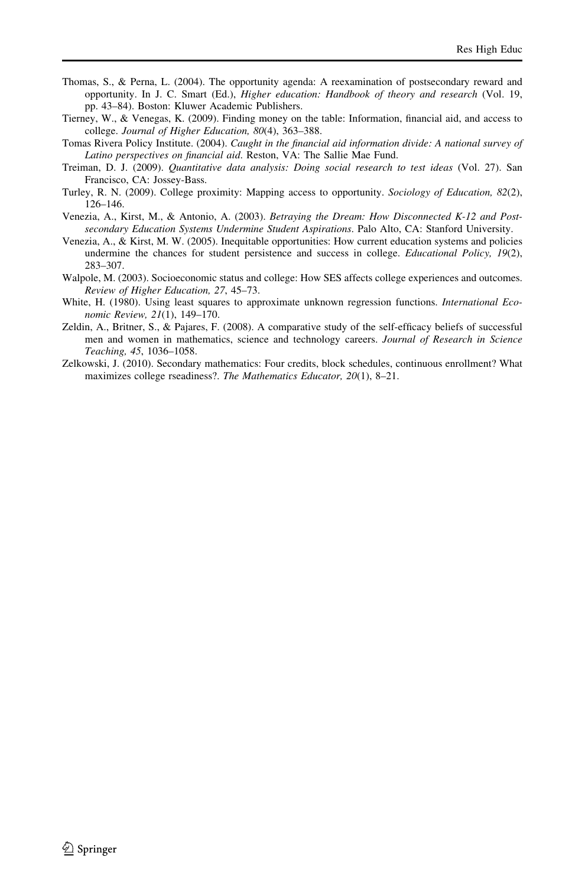Thomas, S., & Perna, L. (2004). The opportunity agenda: A reexamination of postsecondary reward and opportunity. In J. C. Smart (Ed.), *Higher education: Handbook of theory and research* (Vol. 19, pp. 43–84). Boston: Kluwer Academic Publishers.

Tierney, W., & Venegas, K. (2009). Finding money on the table: Information, financial aid, and access to college. *Journal of Higher Education, 80*(4), 363–388.

Tomas Rivera Policy Institute. (2004). *Caught in the financial aid information divide: A national survey of Latino perspectives on financial aid*. Reston, VA: The Sallie Mae Fund.

Treiman, D. J. (2009). *Quantitative data analysis: Doing social research to test ideas* (Vol. 27). San Francisco, CA: Jossey-Bass.

Turley, R. N. (2009). College proximity: Mapping access to opportunity. *Sociology of Education, 82*(2), 126–146.

Venezia, A., Kirst, M., & Antonio, A. (2003). *Betraying the Dream: How Disconnected K-12 and Post-secondary Education Systems Undermine Student Aspirations*. Palo Alto, CA: Stanford University.

Venezia, A., & Kirst, M. W. (2005). Inequitable opportunities: How current education systems and policies undermine the chances for student persistence and success in college. *Educational Policy, 19*(2), 283–307.

Walpole, M. (2003). Socioeconomic status and college: How SES affects college experiences and outcomes. *Review of Higher Education, 27*, 45–73.

White, H. (1980). Using least squares to approximate unknown regression functions. *International Economic Review, 21*(1), 149–170.

Zeldin, A., Britner, S., & Pajares, F. (2008). A comparative study of the self-efficacy beliefs of successful men and women in mathematics, science and technology careers. *Journal of Research in Science Teaching, 45*, 1036–1058.

Zelkowski, J. (2010). Secondary mathematics: Four credits, block schedules, continuous enrollment? What maximizes college rseadiness?. *The Mathematics Educator, 20*(1), 8–21.